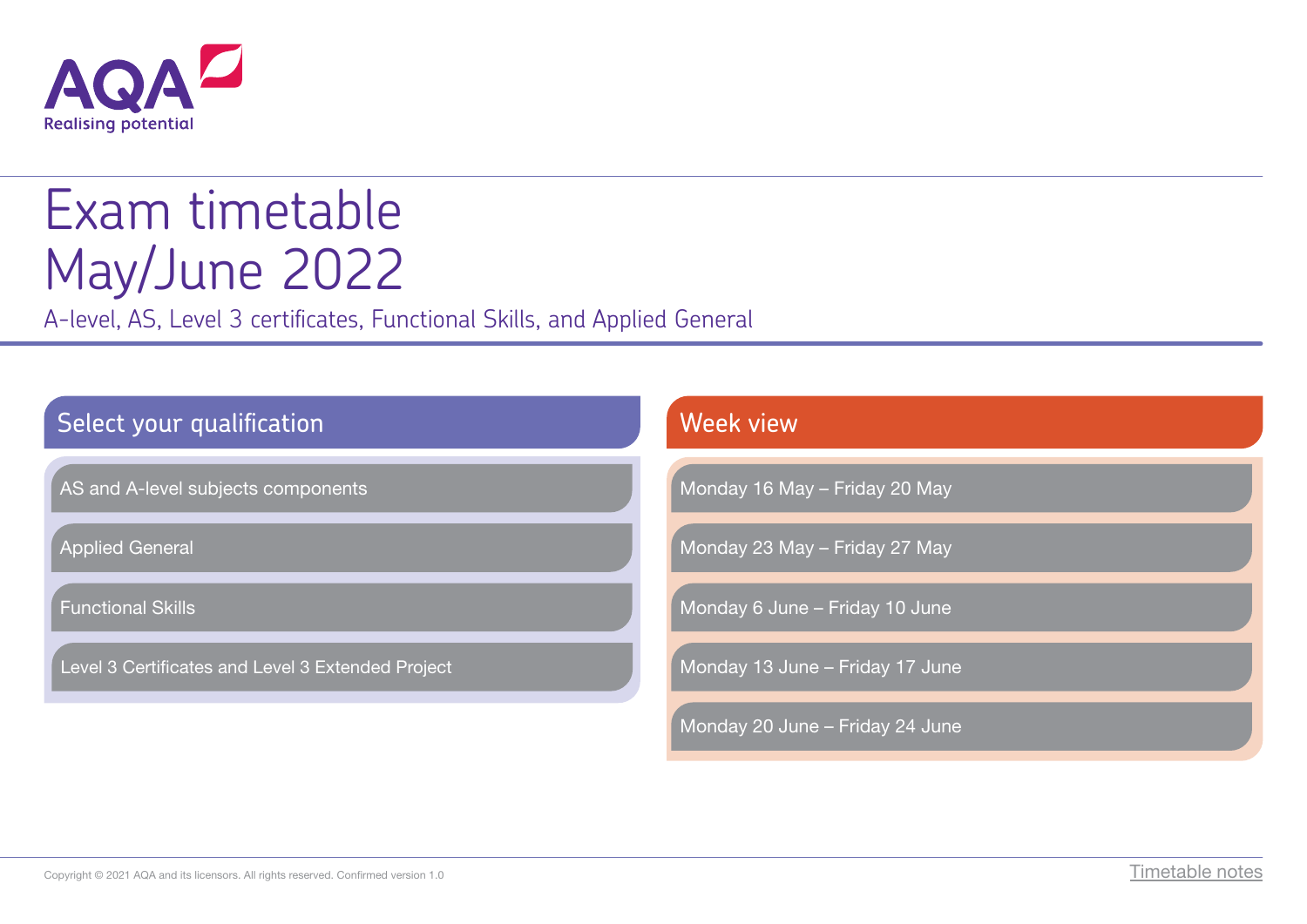AQA
Realising potential

# Exam timetable May/June 2022

A-level, AS, Level 3 certificates, Functional Skills, and Applied General

## Select your qualification

- AS and A-level subjects components
- Applied General
- Functional Skills
- Level 3 Certificates and Level 3 Extended Project

## Week view

- Monday 16 May – Friday 20 May
- Monday 23 May – Friday 27 May
- Monday 6 June – Friday 10 June
- Monday 13 June – Friday 17 June
- Monday 20 June – Friday 24 June

Copyright © 2021 AQA and its licensors. All rights reserved. Confirmed version 1.0

Timetable notes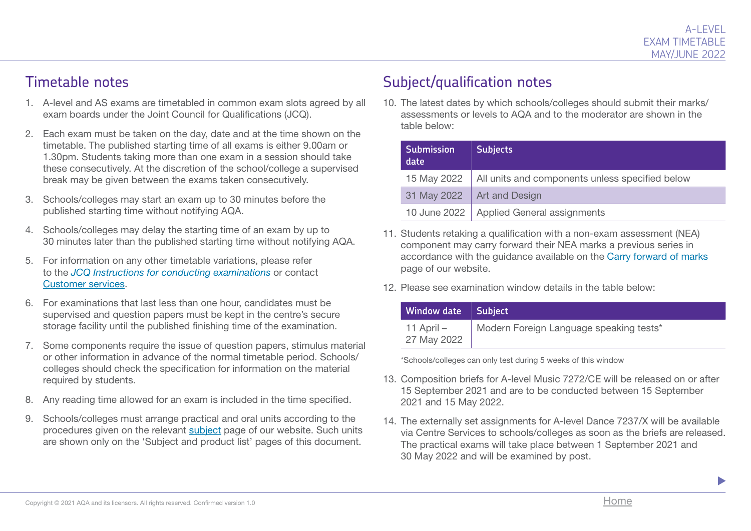## Timetable notes

1. A-level and AS exams are timetabled in common exam slots agreed by all exam boards under the Joint Council for Qualifications (JCQ).

2. Each exam must be taken on the day, date and at the time shown on the timetable. The published starting time of all exams is either 9.00am or 1.30pm. Students taking more than one exam in a session should take these consecutively. At the discretion of the school/college a supervised break may be given between the exams taken consecutively.

3. Schools/colleges may start an exam up to 30 minutes before the published starting time without notifying AQA.

4. Schools/colleges may delay the starting time of an exam by up to 30 minutes later than the published starting time without notifying AQA.

5. For information on any other timetable variations, please refer to the *JCQ Instructions for conducting examinations* or contact Customer services.

6. For examinations that last less than one hour, candidates must be supervised and question papers must be kept in the centre's secure storage facility until the published finishing time of the examination.

7. Some components require the issue of question papers, stimulus material or other information in advance of the normal timetable period. Schools/colleges should check the specification for information on the material required by students.

8. Any reading time allowed for an exam is included in the time specified.

9. Schools/colleges must arrange practical and oral units according to the procedures given on the relevant subject page of our website. Such units are shown only on the 'Subject and product list' pages of this document.

## Subject/qualification notes

10. The latest dates by which schools/colleges should submit their marks/assessments or levels to AQA and to the moderator are shown in the table below:

| Submission date | Subjects |
|---|---|
| 15 May 2022 | All units and components unless specified below |
| 31 May 2022 | Art and Design |
| 10 June 2022 | Applied General assignments |

11. Students retaking a qualification with a non-exam assessment (NEA) component may carry forward their NEA marks a previous series in accordance with the guidance available on the Carry forward of marks page of our website.

12. Please see examination window details in the table below:

| Window date | Subject |
|---|---|
| 11 April – 27 May 2022 | Modern Foreign Language speaking tests* |

*Schools/colleges can only test during 5 weeks of this window

13. Composition briefs for A-level Music 7272/CE will be released on or after 15 September 2021 and are to be conducted between 15 September 2021 and 15 May 2022.

14. The externally set assignments for A-level Dance 7237/X will be available via Centre Services to schools/colleges as soon as the briefs are released. The practical exams will take place between 1 September 2021 and 30 May 2022 and will be examined by post.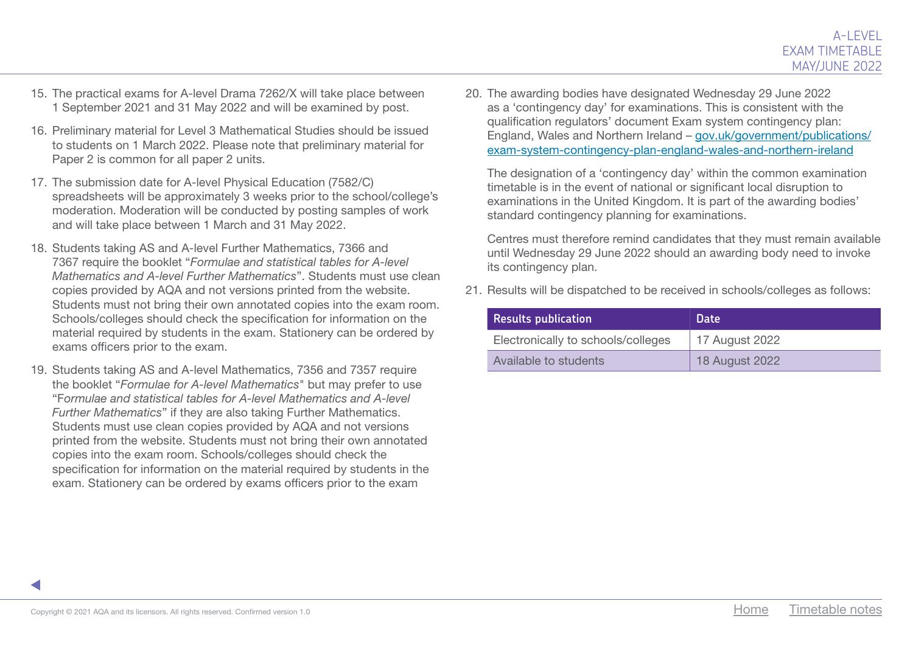15. The practical exams for A-level Drama 7262/X will take place between 1 September 2021 and 31 May 2022 and will be examined by post.

16. Preliminary material for Level 3 Mathematical Studies should be issued to students on 1 March 2022. Please note that preliminary material for Paper 2 is common for all paper 2 units.

17. The submission date for A-level Physical Education (7582/C) spreadsheets will be approximately 3 weeks prior to the school/college's moderation. Moderation will be conducted by posting samples of work and will take place between 1 March and 31 May 2022.

18. Students taking AS and A-level Further Mathematics, 7366 and 7367 require the booklet "*Formulae and statistical tables for A-level Mathematics and A-level Further Mathematics*". Students must use clean copies provided by AQA and not versions printed from the website. Students must not bring their own annotated copies into the exam room. Schools/colleges should check the specification for information on the material required by students in the exam. Stationery can be ordered by exams officers prior to the exam.

19. Students taking AS and A-level Mathematics, 7356 and 7357 require the booklet "*Formulae for A-level Mathematics*" but may prefer to use "F*ormulae and statistical tables for A-level Mathematics and A-level Further Mathematics*" if they are also taking Further Mathematics. Students must use clean copies provided by AQA and not versions printed from the website. Students must not bring their own annotated copies into the exam room. Schools/colleges should check the specification for information on the material required by students in the exam. Stationery can be ordered by exams officers prior to the exam

20. The awarding bodies have designated Wednesday 29 June 2022 as a 'contingency day' for examinations. This is consistent with the qualification regulators' document Exam system contingency plan: England, Wales and Northern Ireland – [gov.uk/government/publications/exam-system-contingency-plan-england-wales-and-northern-ireland](gov.uk/government/publications/exam-system-contingency-plan-england-wales-and-northern-ireland)

    The designation of a 'contingency day' within the common examination timetable is in the event of national or significant local disruption to examinations in the United Kingdom. It is part of the awarding bodies' standard contingency planning for examinations.

    Centres must therefore remind candidates that they must remain available until Wednesday 29 June 2022 should an awarding body need to invoke its contingency plan.

21. Results will be dispatched to be received in schools/colleges as follows:

| Results publication | Date |
| --- | --- |
| Electronically to schools/colleges | 17 August 2022 |
| Available to students | 18 August 2022 |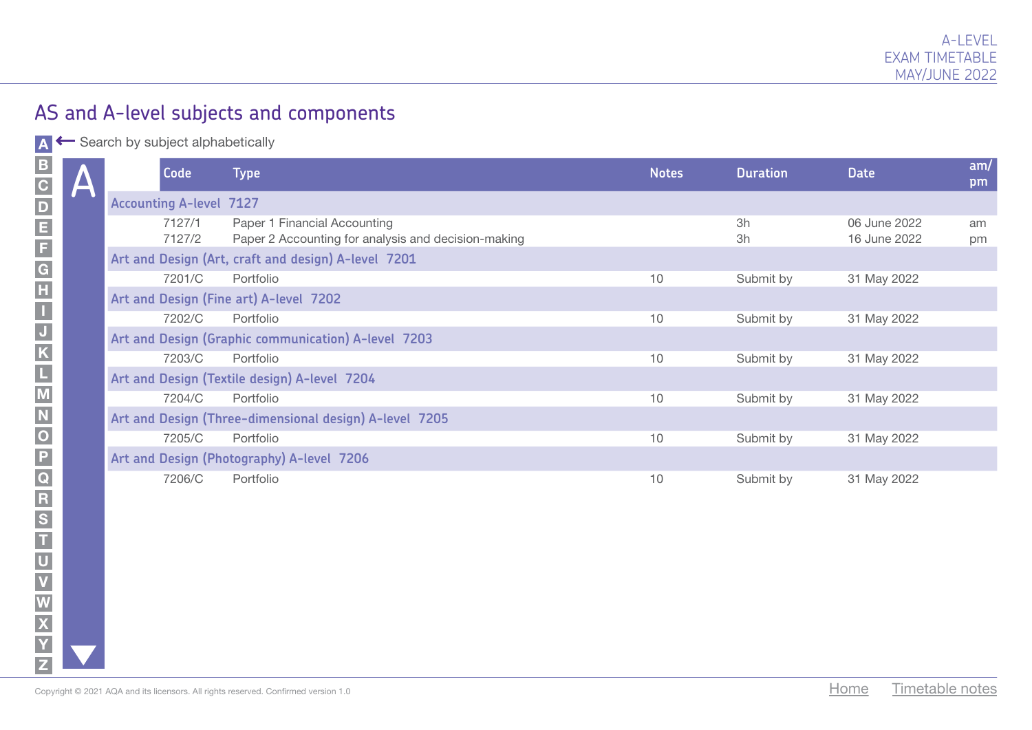## AS and A-level subjects and components

A ← Search by subject alphabetically

# A

| Code | Type | Notes | Duration | Date | am/pm |
|---|---|---|---|---|---|
| **Accounting A-level 7127** | | | | | |
| 7127/1 | Paper 1 Financial Accounting | | 3h | 06 June 2022 | am |
| 7127/2 | Paper 2 Accounting for analysis and decision-making | | 3h | 16 June 2022 | pm |
| **Art and Design (Art, craft and design) A-level 7201** | | | | | |
| 7201/C | Portfolio | 10 | Submit by | 31 May 2022 | |
| **Art and Design (Fine art) A-level 7202** | | | | | |
| 7202/C | Portfolio | 10 | Submit by | 31 May 2022 | |
| **Art and Design (Graphic communication) A-level 7203** | | | | | |
| 7203/C | Portfolio | 10 | Submit by | 31 May 2022 | |
| **Art and Design (Textile design) A-level 7204** | | | | | |
| 7204/C | Portfolio | 10 | Submit by | 31 May 2022 | |
| **Art and Design (Three-dimensional design) A-level 7205** | | | | | |
| 7205/C | Portfolio | 10 | Submit by | 31 May 2022 | |
| **Art and Design (Photography) A-level 7206** | | | | | |
| 7206/C | Portfolio | 10 | Submit by | 31 May 2022 | |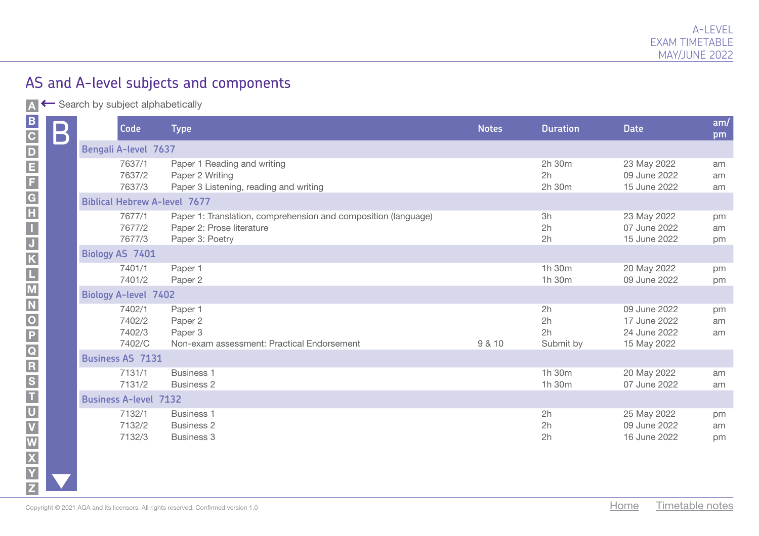## AS and A-level subjects and components

Search by subject alphabetically

# B

| Code | Type | Notes | Duration | Date | am/pm |
|---|---|---|---|---|---|
| **Bengali A-level 7637** | | | | | |
| 7637/1 | Paper 1 Reading and writing | | 2h 30m | 23 May 2022 | am |
| 7637/2 | Paper 2 Writing | | 2h | 09 June 2022 | am |
| 7637/3 | Paper 3 Listening, reading and writing | | 2h 30m | 15 June 2022 | am |
| **Biblical Hebrew A-level 7677** | | | | | |
| 7677/1 | Paper 1: Translation, comprehension and composition (language) | | 3h | 23 May 2022 | pm |
| 7677/2 | Paper 2: Prose literature | | 2h | 07 June 2022 | am |
| 7677/3 | Paper 3: Poetry | | 2h | 15 June 2022 | pm |
| **Biology AS 7401** | | | | | |
| 7401/1 | Paper 1 | | 1h 30m | 20 May 2022 | pm |
| 7401/2 | Paper 2 | | 1h 30m | 09 June 2022 | pm |
| **Biology A-level 7402** | | | | | |
| 7402/1 | Paper 1 | | 2h | 09 June 2022 | pm |
| 7402/2 | Paper 2 | | 2h | 17 June 2022 | am |
| 7402/3 | Paper 3 | | 2h | 24 June 2022 | am |
| 7402/C | Non-exam assessment: Practical Endorsement | 9 & 10 | Submit by | 15 May 2022 | |
| **Business AS 7131** | | | | | |
| 7131/1 | Business 1 | | 1h 30m | 20 May 2022 | am |
| 7131/2 | Business 2 | | 1h 30m | 07 June 2022 | am |
| **Business A-level 7132** | | | | | |
| 7132/1 | Business 1 | | 2h | 25 May 2022 | pm |
| 7132/2 | Business 2 | | 2h | 09 June 2022 | am |
| 7132/3 | Business 3 | | 2h | 16 June 2022 | pm |

Copyright © 2021 AQA and its licensors. All rights reserved. Confirmed version 1.0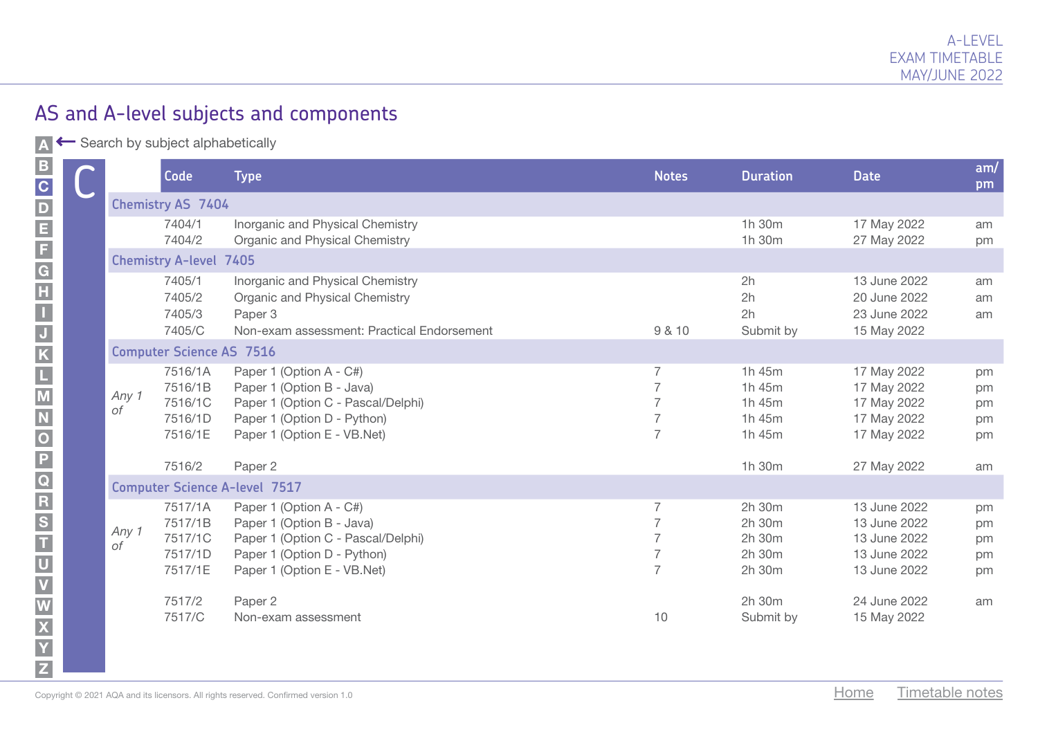## AS and A-level subjects and components

← Search by subject alphabetically

# C

| | Code | Type | Notes | Duration | Date | am/pm |
|---|---|---|---|---|---|---|
| **Chemistry AS 7404** | | | | | | |
| | 7404/1 | Inorganic and Physical Chemistry | | 1h 30m | 17 May 2022 | am |
| | 7404/2 | Organic and Physical Chemistry | | 1h 30m | 27 May 2022 | pm |
| **Chemistry A-level 7405** | | | | | | |
| | 7405/1 | Inorganic and Physical Chemistry | | 2h | 13 June 2022 | am |
| | 7405/2 | Organic and Physical Chemistry | | 2h | 20 June 2022 | am |
| | 7405/3 | Paper 3 | | 2h | 23 June 2022 | am |
| | 7405/C | Non-exam assessment: Practical Endorsement | 9 & 10 | Submit by | 15 May 2022 | |
| **Computer Science AS 7516** | | | | | | |
| *Any 1 of* | 7516/1A | Paper 1 (Option A - C#) | 7 | 1h 45m | 17 May 2022 | pm |
| | 7516/1B | Paper 1 (Option B - Java) | 7 | 1h 45m | 17 May 2022 | pm |
| | 7516/1C | Paper 1 (Option C - Pascal/Delphi) | 7 | 1h 45m | 17 May 2022 | pm |
| | 7516/1D | Paper 1 (Option D - Python) | 7 | 1h 45m | 17 May 2022 | pm |
| | 7516/1E | Paper 1 (Option E - VB.Net) | 7 | 1h 45m | 17 May 2022 | pm |
| | 7516/2 | Paper 2 | | 1h 30m | 27 May 2022 | am |
| **Computer Science A-level 7517** | | | | | | |
| *Any 1 of* | 7517/1A | Paper 1 (Option A - C#) | 7 | 2h 30m | 13 June 2022 | pm |
| | 7517/1B | Paper 1 (Option B - Java) | 7 | 2h 30m | 13 June 2022 | pm |
| | 7517/1C | Paper 1 (Option C - Pascal/Delphi) | 7 | 2h 30m | 13 June 2022 | pm |
| | 7517/1D | Paper 1 (Option D - Python) | 7 | 2h 30m | 13 June 2022 | pm |
| | 7517/1E | Paper 1 (Option E - VB.Net) | 7 | 2h 30m | 13 June 2022 | pm |
| | 7517/2 | Paper 2 | | 2h 30m | 24 June 2022 | am |
| | 7517/C | Non-exam assessment | 10 | Submit by | 15 May 2022 | |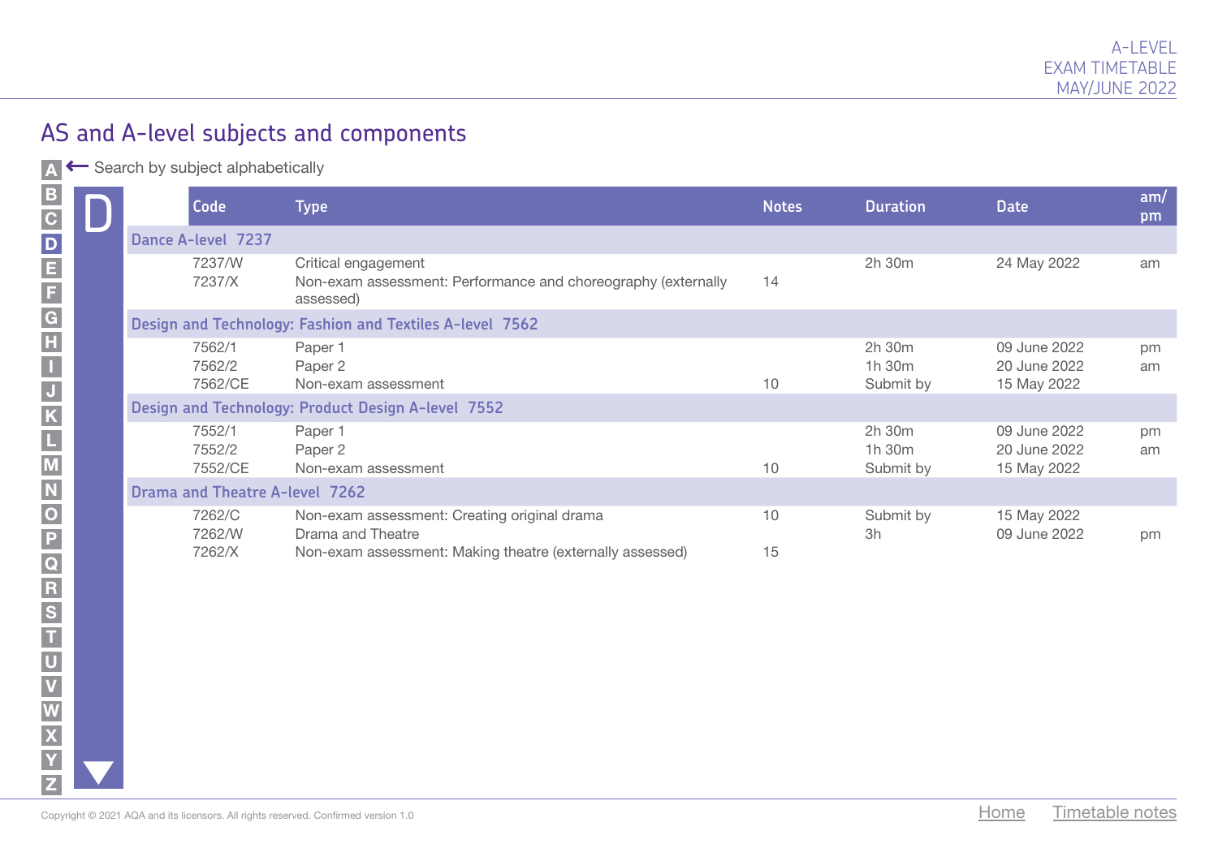## AS and A-level subjects and components

Search by subject alphabetically

# D

| Code | Type | Notes | Duration | Date | am/pm |
|---|---|---|---|---|---|
| **Dance A-level 7237** | | | | | |
| 7237/W | Critical engagement | | 2h 30m | 24 May 2022 | am |
| 7237/X | Non-exam assessment: Performance and choreography (externally assessed) | 14 | | | |
| **Design and Technology: Fashion and Textiles A-level 7562** | | | | | |
| 7562/1 | Paper 1 | | 2h 30m | 09 June 2022 | pm |
| 7562/2 | Paper 2 | | 1h 30m | 20 June 2022 | am |
| 7562/CE | Non-exam assessment | 10 | Submit by | 15 May 2022 | |
| **Design and Technology: Product Design A-level 7552** | | | | | |
| 7552/1 | Paper 1 | | 2h 30m | 09 June 2022 | pm |
| 7552/2 | Paper 2 | | 1h 30m | 20 June 2022 | am |
| 7552/CE | Non-exam assessment | 10 | Submit by | 15 May 2022 | |
| **Drama and Theatre A-level 7262** | | | | | |
| 7262/C | Non-exam assessment: Creating original drama | 10 | Submit by | 15 May 2022 | |
| 7262/W | Drama and Theatre | | 3h | 09 June 2022 | pm |
| 7262/X | Non-exam assessment: Making theatre (externally assessed) | 15 | | | |

Copyright © 2021 AQA and its licensors. All rights reserved. Confirmed version 1.0

Home Timetable notes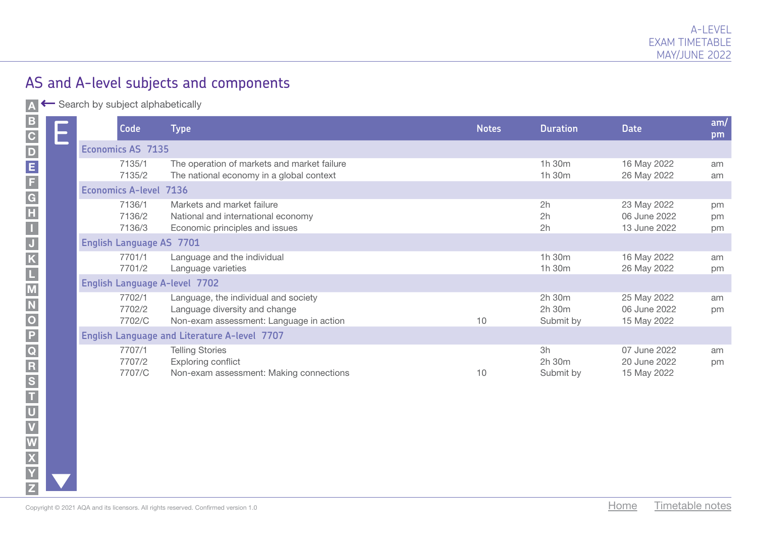## AS and A-level subjects and components

Search by subject alphabetically

# E

| Code | Type | Notes | Duration | Date | am/pm |
|---|---|---|---|---|---|
| **Economics AS 7135** | | | | | |
| 7135/1 | The operation of markets and market failure | | 1h 30m | 16 May 2022 | am |
| 7135/2 | The national economy in a global context | | 1h 30m | 26 May 2022 | am |
| **Economics A-level 7136** | | | | | |
| 7136/1 | Markets and market failure | | 2h | 23 May 2022 | pm |
| 7136/2 | National and international economy | | 2h | 06 June 2022 | pm |
| 7136/3 | Economic principles and issues | | 2h | 13 June 2022 | pm |
| **English Language AS 7701** | | | | | |
| 7701/1 | Language and the individual | | 1h 30m | 16 May 2022 | am |
| 7701/2 | Language varieties | | 1h 30m | 26 May 2022 | pm |
| **English Language A-level 7702** | | | | | |
| 7702/1 | Language, the individual and society | | 2h 30m | 25 May 2022 | am |
| 7702/2 | Language diversity and change | | 2h 30m | 06 June 2022 | pm |
| 7702/C | Non-exam assessment: Language in action | 10 | Submit by | 15 May 2022 | |
| **English Language and Literature A-level 7707** | | | | | |
| 7707/1 | Telling Stories | | 3h | 07 June 2022 | am |
| 7707/2 | Exploring conflict | | 2h 30m | 20 June 2022 | pm |
| 7707/C | Non-exam assessment: Making connections | 10 | Submit by | 15 May 2022 | |

Copyright © 2021 AQA and its licensors. All rights reserved. Confirmed version 1.0

Home Timetable notes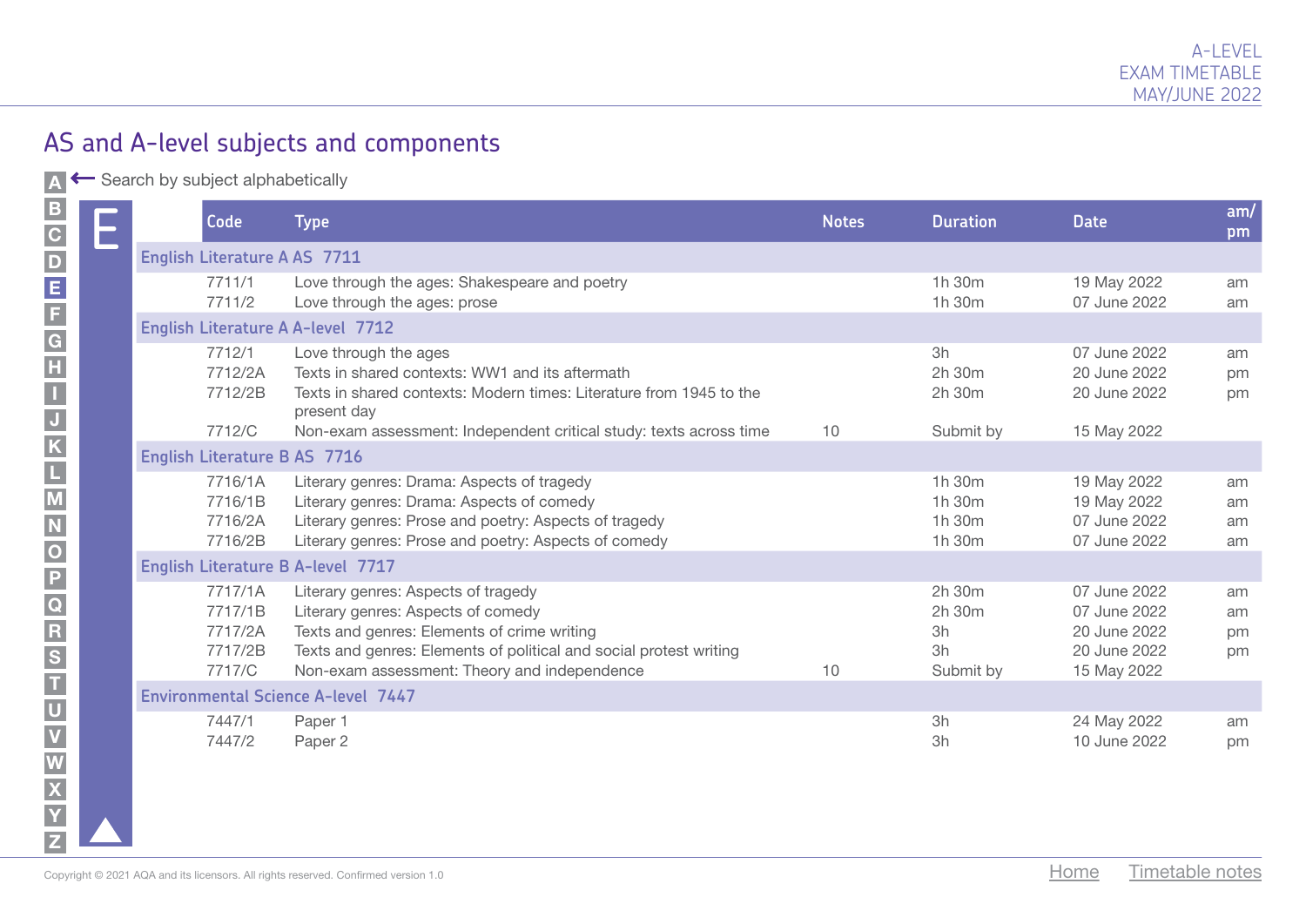## AS and A-level subjects and components

Search by subject alphabetically

# E

| Code | Type | Notes | Duration | Date | am/pm |
|---|---|---|---|---|---|
| **English Literature A AS 7711** | | | | | |
| 7711/1 | Love through the ages: Shakespeare and poetry | | 1h 30m | 19 May 2022 | am |
| 7711/2 | Love through the ages: prose | | 1h 30m | 07 June 2022 | am |
| **English Literature A A-level 7712** | | | | | |
| 7712/1 | Love through the ages | | 3h | 07 June 2022 | am |
| 7712/2A | Texts in shared contexts: WW1 and its aftermath | | 2h 30m | 20 June 2022 | pm |
| 7712/2B | Texts in shared contexts: Modern times: Literature from 1945 to the present day | | 2h 30m | 20 June 2022 | pm |
| 7712/C | Non-exam assessment: Independent critical study: texts across time | 10 | Submit by | 15 May 2022 | |
| **English Literature B AS 7716** | | | | | |
| 7716/1A | Literary genres: Drama: Aspects of tragedy | | 1h 30m | 19 May 2022 | am |
| 7716/1B | Literary genres: Drama: Aspects of comedy | | 1h 30m | 19 May 2022 | am |
| 7716/2A | Literary genres: Prose and poetry: Aspects of tragedy | | 1h 30m | 07 June 2022 | am |
| 7716/2B | Literary genres: Prose and poetry: Aspects of comedy | | 1h 30m | 07 June 2022 | am |
| **English Literature B A-level 7717** | | | | | |
| 7717/1A | Literary genres: Aspects of tragedy | | 2h 30m | 07 June 2022 | am |
| 7717/1B | Literary genres: Aspects of comedy | | 2h 30m | 07 June 2022 | am |
| 7717/2A | Texts and genres: Elements of crime writing | | 3h | 20 June 2022 | pm |
| 7717/2B | Texts and genres: Elements of political and social protest writing | | 3h | 20 June 2022 | pm |
| 7717/C | Non-exam assessment: Theory and independence | 10 | Submit by | 15 May 2022 | |
| **Environmental Science A-level 7447** | | | | | |
| 7447/1 | Paper 1 | | 3h | 24 May 2022 | am |
| 7447/2 | Paper 2 | | 3h | 10 June 2022 | pm |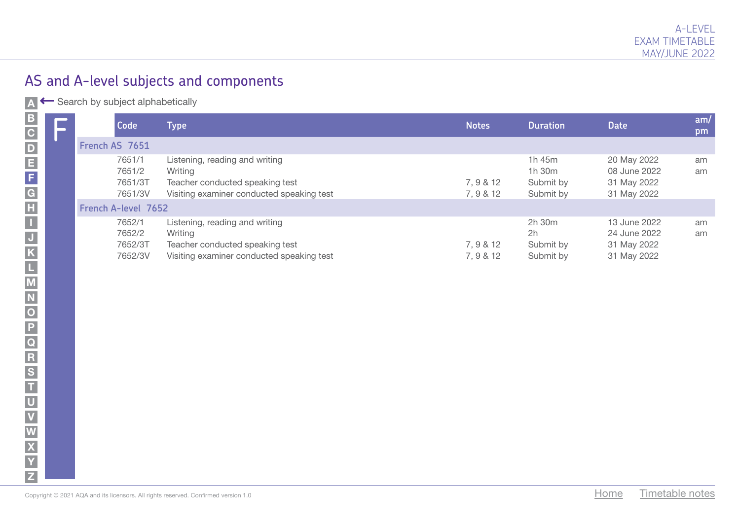## AS and A-level subjects and components

A ← Search by subject alphabetically

B C D E F G H I J K L M N O P Q R S T U V W X Y Z

# F

| Code | Type | Notes | Duration | Date | am/pm |
|---|---|---|---|---|---|
| **French AS 7651** | | | | | |
| 7651/1 | Listening, reading and writing | | 1h 45m | 20 May 2022 | am |
| 7651/2 | Writing | | 1h 30m | 08 June 2022 | am |
| 7651/3T | Teacher conducted speaking test | 7, 9 & 12 | Submit by | 31 May 2022 | |
| 7651/3V | Visiting examiner conducted speaking test | 7, 9 & 12 | Submit by | 31 May 2022 | |
| **French A-level 7652** | | | | | |
| 7652/1 | Listening, reading and writing | | 2h 30m | 13 June 2022 | am |
| 7652/2 | Writing | | 2h | 24 June 2022 | am |
| 7652/3T | Teacher conducted speaking test | 7, 9 & 12 | Submit by | 31 May 2022 | |
| 7652/3V | Visiting examiner conducted speaking test | 7, 9 & 12 | Submit by | 31 May 2022 | |

Copyright © 2021 AQA and its licensors. All rights reserved. Confirmed version 1.0

Home Timetable notes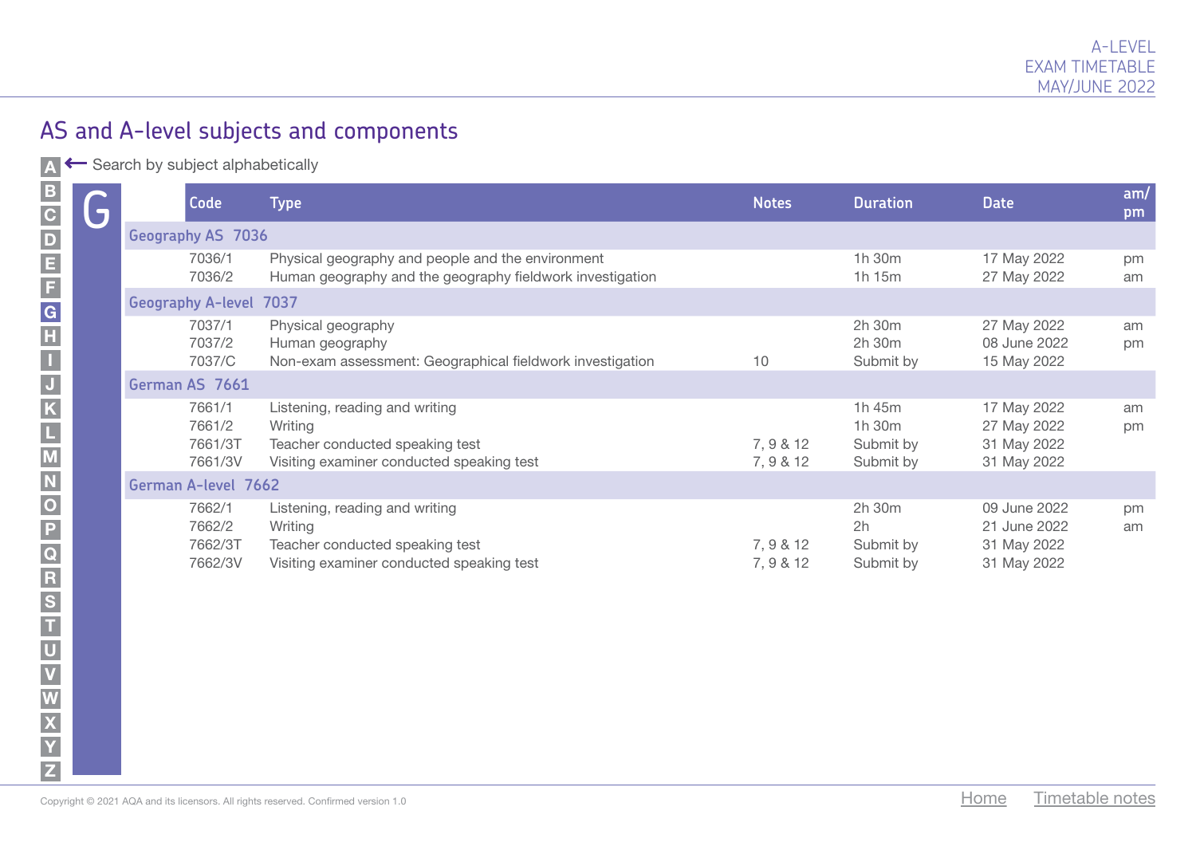## AS and A-level subjects and components

A ⟵ Search by subject alphabetically

B C D E F G H I J K L M N O P Q R S T U V W X Y Z

# G

| Code | Type | Notes | Duration | Date | am/pm |
|---|---|---|---|---|---|
| **Geography AS 7036** | | | | | |
| 7036/1 | Physical geography and people and the environment | | 1h 30m | 17 May 2022 | pm |
| 7036/2 | Human geography and the geography fieldwork investigation | | 1h 15m | 27 May 2022 | am |
| **Geography A-level 7037** | | | | | |
| 7037/1 | Physical geography | | 2h 30m | 27 May 2022 | am |
| 7037/2 | Human geography | | 2h 30m | 08 June 2022 | pm |
| 7037/C | Non-exam assessment: Geographical fieldwork investigation | 10 | Submit by | 15 May 2022 | |
| **German AS 7661** | | | | | |
| 7661/1 | Listening, reading and writing | | 1h 45m | 17 May 2022 | am |
| 7661/2 | Writing | | 1h 30m | 27 May 2022 | pm |
| 7661/3T | Teacher conducted speaking test | 7, 9 & 12 | Submit by | 31 May 2022 | |
| 7661/3V | Visiting examiner conducted speaking test | 7, 9 & 12 | Submit by | 31 May 2022 | |
| **German A-level 7662** | | | | | |
| 7662/1 | Listening, reading and writing | | 2h 30m | 09 June 2022 | pm |
| 7662/2 | Writing | | 2h | 21 June 2022 | am |
| 7662/3T | Teacher conducted speaking test | 7, 9 & 12 | Submit by | 31 May 2022 | |
| 7662/3V | Visiting examiner conducted speaking test | 7, 9 & 12 | Submit by | 31 May 2022 | |

Copyright © 2021 AQA and its licensors. All rights reserved. Confirmed version 1.0

Home Timetable notes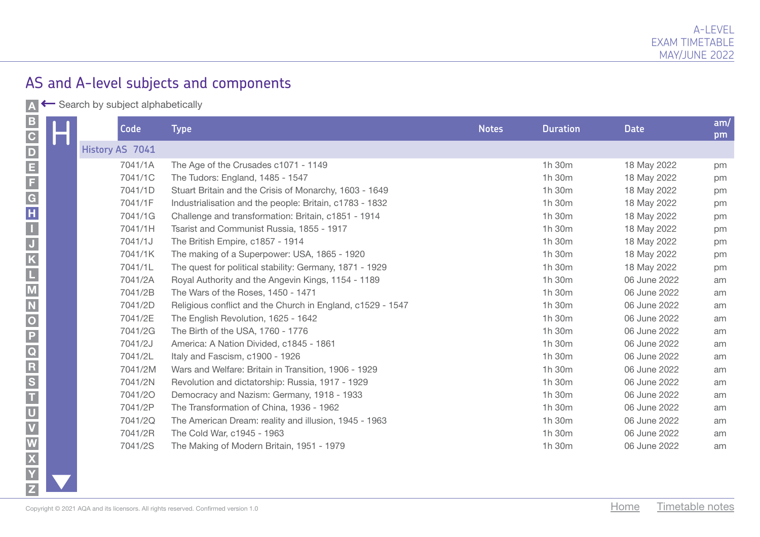## AS and A-level subjects and components

Search by subject alphabetically

# H

| Code | Type | Notes | Duration | Date | am/pm |
|---|---|---|---|---|---|
| **History AS 7041** | | | | | |
| 7041/1A | The Age of the Crusades c1071 - 1149 | | 1h 30m | 18 May 2022 | pm |
| 7041/1C | The Tudors: England, 1485 - 1547 | | 1h 30m | 18 May 2022 | pm |
| 7041/1D | Stuart Britain and the Crisis of Monarchy, 1603 - 1649 | | 1h 30m | 18 May 2022 | pm |
| 7041/1F | Industrialisation and the people: Britain, c1783 - 1832 | | 1h 30m | 18 May 2022 | pm |
| 7041/1G | Challenge and transformation: Britain, c1851 - 1914 | | 1h 30m | 18 May 2022 | pm |
| 7041/1H | Tsarist and Communist Russia, 1855 - 1917 | | 1h 30m | 18 May 2022 | pm |
| 7041/1J | The British Empire, c1857 - 1914 | | 1h 30m | 18 May 2022 | pm |
| 7041/1K | The making of a Superpower: USA, 1865 - 1920 | | 1h 30m | 18 May 2022 | pm |
| 7041/1L | The quest for political stability: Germany, 1871 - 1929 | | 1h 30m | 18 May 2022 | pm |
| 7041/2A | Royal Authority and the Angevin Kings, 1154 - 1189 | | 1h 30m | 06 June 2022 | am |
| 7041/2B | The Wars of the Roses, 1450 - 1471 | | 1h 30m | 06 June 2022 | am |
| 7041/2D | Religious conflict and the Church in England, c1529 - 1547 | | 1h 30m | 06 June 2022 | am |
| 7041/2E | The English Revolution, 1625 - 1642 | | 1h 30m | 06 June 2022 | am |
| 7041/2G | The Birth of the USA, 1760 - 1776 | | 1h 30m | 06 June 2022 | am |
| 7041/2J | America: A Nation Divided, c1845 - 1861 | | 1h 30m | 06 June 2022 | am |
| 7041/2L | Italy and Fascism, c1900 - 1926 | | 1h 30m | 06 June 2022 | am |
| 7041/2M | Wars and Welfare: Britain in Transition, 1906 - 1929 | | 1h 30m | 06 June 2022 | am |
| 7041/2N | Revolution and dictatorship: Russia, 1917 - 1929 | | 1h 30m | 06 June 2022 | am |
| 7041/2O | Democracy and Nazism: Germany, 1918 - 1933 | | 1h 30m | 06 June 2022 | am |
| 7041/2P | The Transformation of China, 1936 - 1962 | | 1h 30m | 06 June 2022 | am |
| 7041/2Q | The American Dream: reality and illusion, 1945 - 1963 | | 1h 30m | 06 June 2022 | am |
| 7041/2R | The Cold War, c1945 - 1963 | | 1h 30m | 06 June 2022 | am |
| 7041/2S | The Making of Modern Britain, 1951 - 1979 | | 1h 30m | 06 June 2022 | am |

Copyright © 2021 AQA and its licensors. All rights reserved. Confirmed version 1.0

Home Timetable notes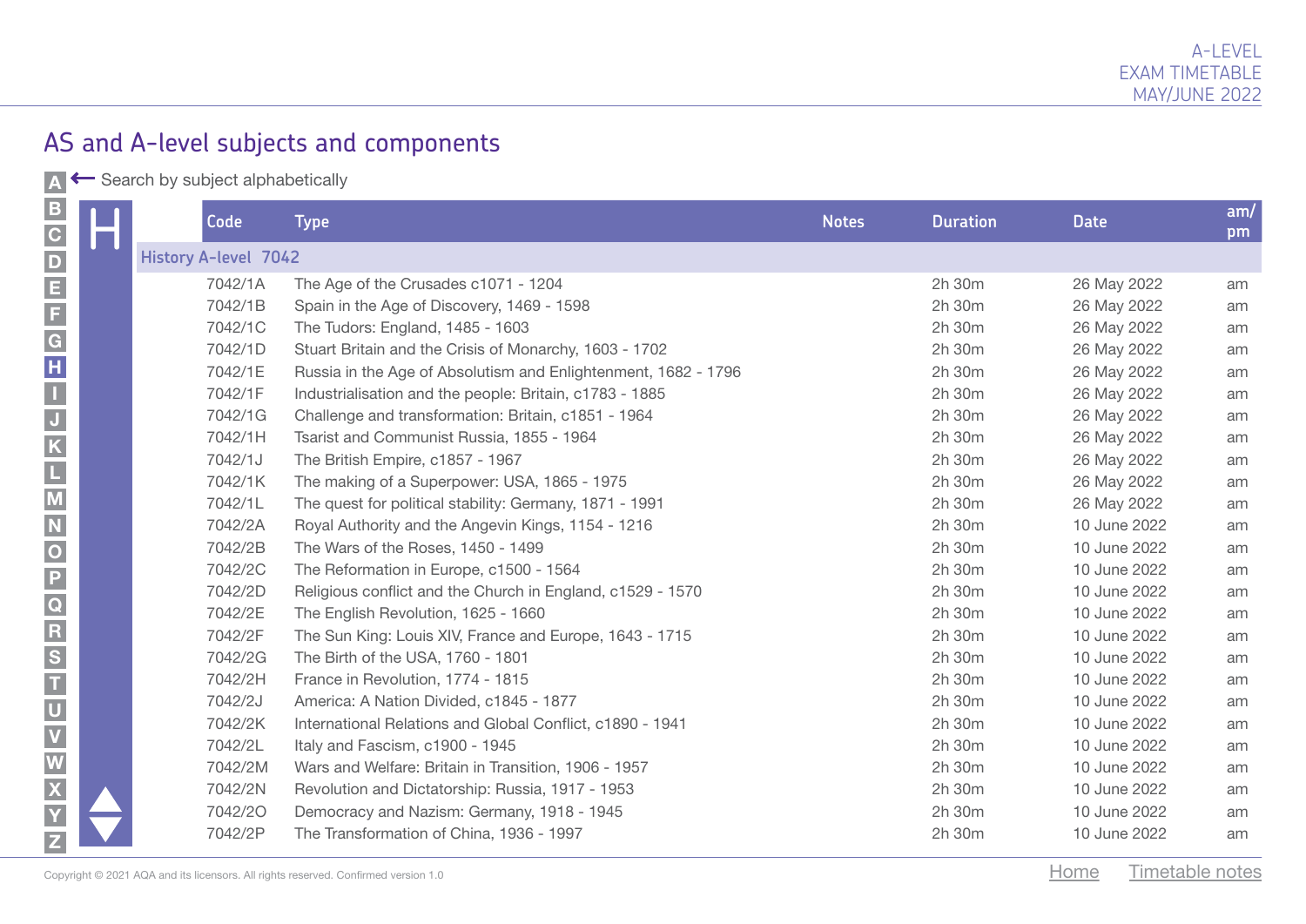## AS and A-level subjects and components

Search by subject alphabetically

| Code | Type | Notes | Duration | Date | am/pm |
|---|---|---|---|---|---|
| **History A-level 7042** | | | | | |
| 7042/1A | The Age of the Crusades c1071 - 1204 | | 2h 30m | 26 May 2022 | am |
| 7042/1B | Spain in the Age of Discovery, 1469 - 1598 | | 2h 30m | 26 May 2022 | am |
| 7042/1C | The Tudors: England, 1485 - 1603 | | 2h 30m | 26 May 2022 | am |
| 7042/1D | Stuart Britain and the Crisis of Monarchy, 1603 - 1702 | | 2h 30m | 26 May 2022 | am |
| 7042/1E | Russia in the Age of Absolutism and Enlightenment, 1682 - 1796 | | 2h 30m | 26 May 2022 | am |
| 7042/1F | Industrialisation and the people: Britain, c1783 - 1885 | | 2h 30m | 26 May 2022 | am |
| 7042/1G | Challenge and transformation: Britain, c1851 - 1964 | | 2h 30m | 26 May 2022 | am |
| 7042/1H | Tsarist and Communist Russia, 1855 - 1964 | | 2h 30m | 26 May 2022 | am |
| 7042/1J | The British Empire, c1857 - 1967 | | 2h 30m | 26 May 2022 | am |
| 7042/1K | The making of a Superpower: USA, 1865 - 1975 | | 2h 30m | 26 May 2022 | am |
| 7042/1L | The quest for political stability: Germany, 1871 - 1991 | | 2h 30m | 26 May 2022 | am |
| 7042/2A | Royal Authority and the Angevin Kings, 1154 - 1216 | | 2h 30m | 10 June 2022 | am |
| 7042/2B | The Wars of the Roses, 1450 - 1499 | | 2h 30m | 10 June 2022 | am |
| 7042/2C | The Reformation in Europe, c1500 - 1564 | | 2h 30m | 10 June 2022 | am |
| 7042/2D | Religious conflict and the Church in England, c1529 - 1570 | | 2h 30m | 10 June 2022 | am |
| 7042/2E | The English Revolution, 1625 - 1660 | | 2h 30m | 10 June 2022 | am |
| 7042/2F | The Sun King: Louis XIV, France and Europe, 1643 - 1715 | | 2h 30m | 10 June 2022 | am |
| 7042/2G | The Birth of the USA, 1760 - 1801 | | 2h 30m | 10 June 2022 | am |
| 7042/2H | France in Revolution, 1774 - 1815 | | 2h 30m | 10 June 2022 | am |
| 7042/2J | America: A Nation Divided, c1845 - 1877 | | 2h 30m | 10 June 2022 | am |
| 7042/2K | International Relations and Global Conflict, c1890 - 1941 | | 2h 30m | 10 June 2022 | am |
| 7042/2L | Italy and Fascism, c1900 - 1945 | | 2h 30m | 10 June 2022 | am |
| 7042/2M | Wars and Welfare: Britain in Transition, 1906 - 1957 | | 2h 30m | 10 June 2022 | am |
| 7042/2N | Revolution and Dictatorship: Russia, 1917 - 1953 | | 2h 30m | 10 June 2022 | am |
| 7042/2O | Democracy and Nazism: Germany, 1918 - 1945 | | 2h 30m | 10 June 2022 | am |
| 7042/2P | The Transformation of China, 1936 - 1997 | | 2h 30m | 10 June 2022 | am |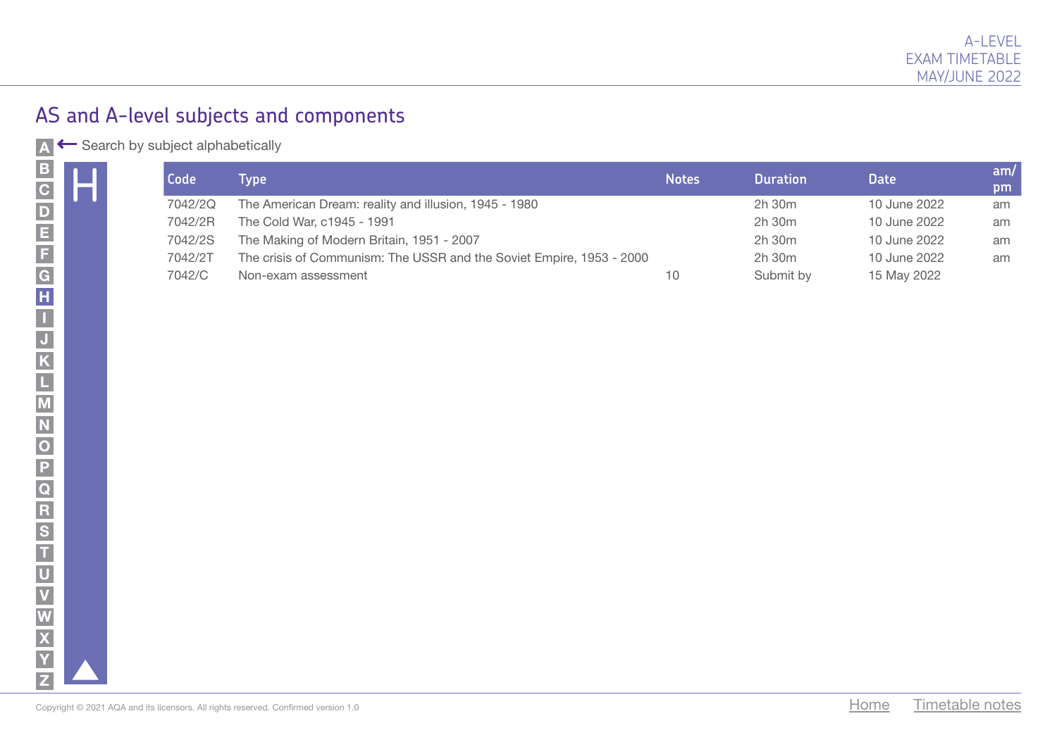## AS and A-level subjects and components

Search by subject alphabetically

# H

| Code | Type | Notes | Duration | Date | am/pm |
|---|---|---|---|---|---|
| 7042/2Q | The American Dream: reality and illusion, 1945 - 1980 | | 2h 30m | 10 June 2022 | am |
| 7042/2R | The Cold War, c1945 - 1991 | | 2h 30m | 10 June 2022 | am |
| 7042/2S | The Making of Modern Britain, 1951 - 2007 | | 2h 30m | 10 June 2022 | am |
| 7042/2T | The crisis of Communism: The USSR and the Soviet Empire, 1953 - 2000 | | 2h 30m | 10 June 2022 | am |
| 7042/C | Non-exam assessment | 10 | Submit by | 15 May 2022 | |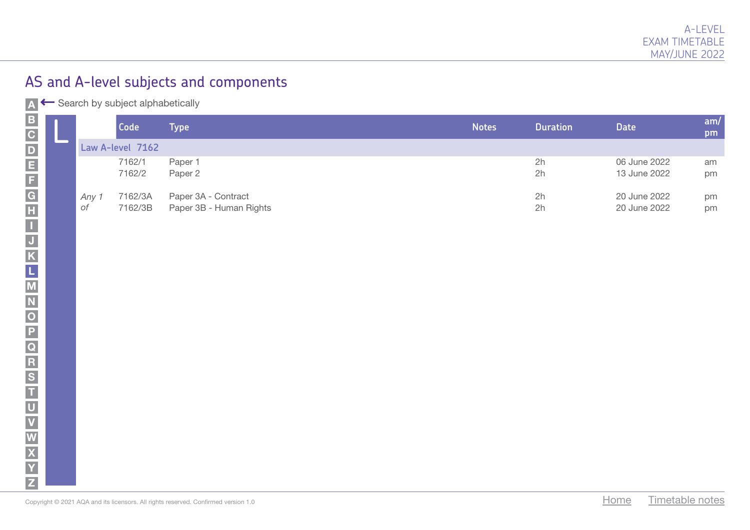## AS and A-level subjects and components

Search by subject alphabetically

| | Code | Type | Notes | Duration | Date | am/pm |
|---|---|---|---|---|---|---|
| **Law A-level 7162** | | | | | | |
| | 7162/1 | Paper 1 | | 2h | 06 June 2022 | am |
| | 7162/2 | Paper 2 | | 2h | 13 June 2022 | pm |
| *Any 1 of* | 7162/3A | Paper 3A - Contract | | 2h | 20 June 2022 | pm |
| | 7162/3B | Paper 3B - Human Rights | | 2h | 20 June 2022 | pm |

Copyright © 2021 AQA and its licensors. All rights reserved. Confirmed version 1.0

Home   Timetable notes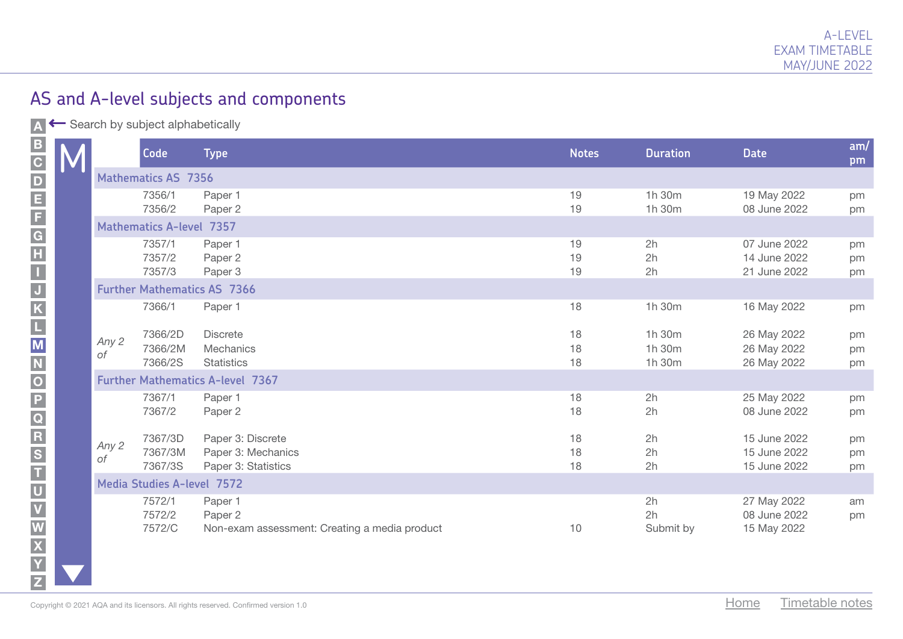## AS and A-level subjects and components

Search by subject alphabetically

# M

| | Code | Type | Notes | Duration | Date | am/pm |
|---|---|---|---|---|---|---|
| **Mathematics AS 7356** | | | | | | |
| | 7356/1 | Paper 1 | 19 | 1h 30m | 19 May 2022 | pm |
| | 7356/2 | Paper 2 | 19 | 1h 30m | 08 June 2022 | pm |
| **Mathematics A-level 7357** | | | | | | |
| | 7357/1 | Paper 1 | 19 | 2h | 07 June 2022 | pm |
| | 7357/2 | Paper 2 | 19 | 2h | 14 June 2022 | pm |
| | 7357/3 | Paper 3 | 19 | 2h | 21 June 2022 | pm |
| **Further Mathematics AS 7366** | | | | | | |
| | 7366/1 | Paper 1 | 18 | 1h 30m | 16 May 2022 | pm |
| *Any 2 of* | 7366/2D | Discrete | 18 | 1h 30m | 26 May 2022 | pm |
| | 7366/2M | Mechanics | 18 | 1h 30m | 26 May 2022 | pm |
| | 7366/2S | Statistics | 18 | 1h 30m | 26 May 2022 | pm |
| **Further Mathematics A-level 7367** | | | | | | |
| | 7367/1 | Paper 1 | 18 | 2h | 25 May 2022 | pm |
| | 7367/2 | Paper 2 | 18 | 2h | 08 June 2022 | pm |
| *Any 2 of* | 7367/3D | Paper 3: Discrete | 18 | 2h | 15 June 2022 | pm |
| | 7367/3M | Paper 3: Mechanics | 18 | 2h | 15 June 2022 | pm |
| | 7367/3S | Paper 3: Statistics | 18 | 2h | 15 June 2022 | pm |
| **Media Studies A-level 7572** | | | | | | |
| | 7572/1 | Paper 1 | | 2h | 27 May 2022 | am |
| | 7572/2 | Paper 2 | | 2h | 08 June 2022 | pm |
| | 7572/C | Non-exam assessment: Creating a media product | 10 | Submit by | 15 May 2022 | |

Copyright © 2021 AQA and its licensors. All rights reserved. Confirmed version 1.0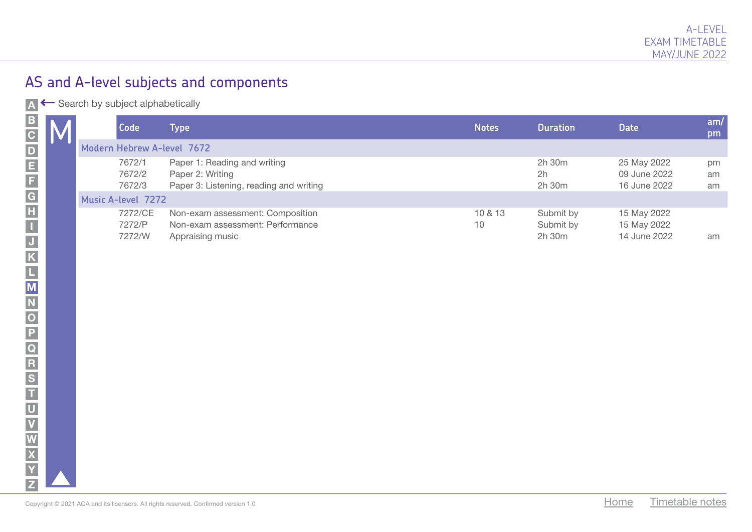## AS and A-level subjects and components

Search by subject alphabetically

# M

| Code | Type | Notes | Duration | Date | am/pm |
|---|---|---|---|---|---|
| **Modern Hebrew A-level 7672** | | | | | |
| 7672/1 | Paper 1: Reading and writing | | 2h 30m | 25 May 2022 | pm |
| 7672/2 | Paper 2: Writing | | 2h | 09 June 2022 | am |
| 7672/3 | Paper 3: Listening, reading and writing | | 2h 30m | 16 June 2022 | am |
| **Music A-level 7272** | | | | | |
| 7272/CE | Non-exam assessment: Composition | 10 & 13 | Submit by | 15 May 2022 | |
| 7272/P | Non-exam assessment: Performance | 10 | Submit by | 15 May 2022 | |
| 7272/W | Appraising music | | 2h 30m | 14 June 2022 | am |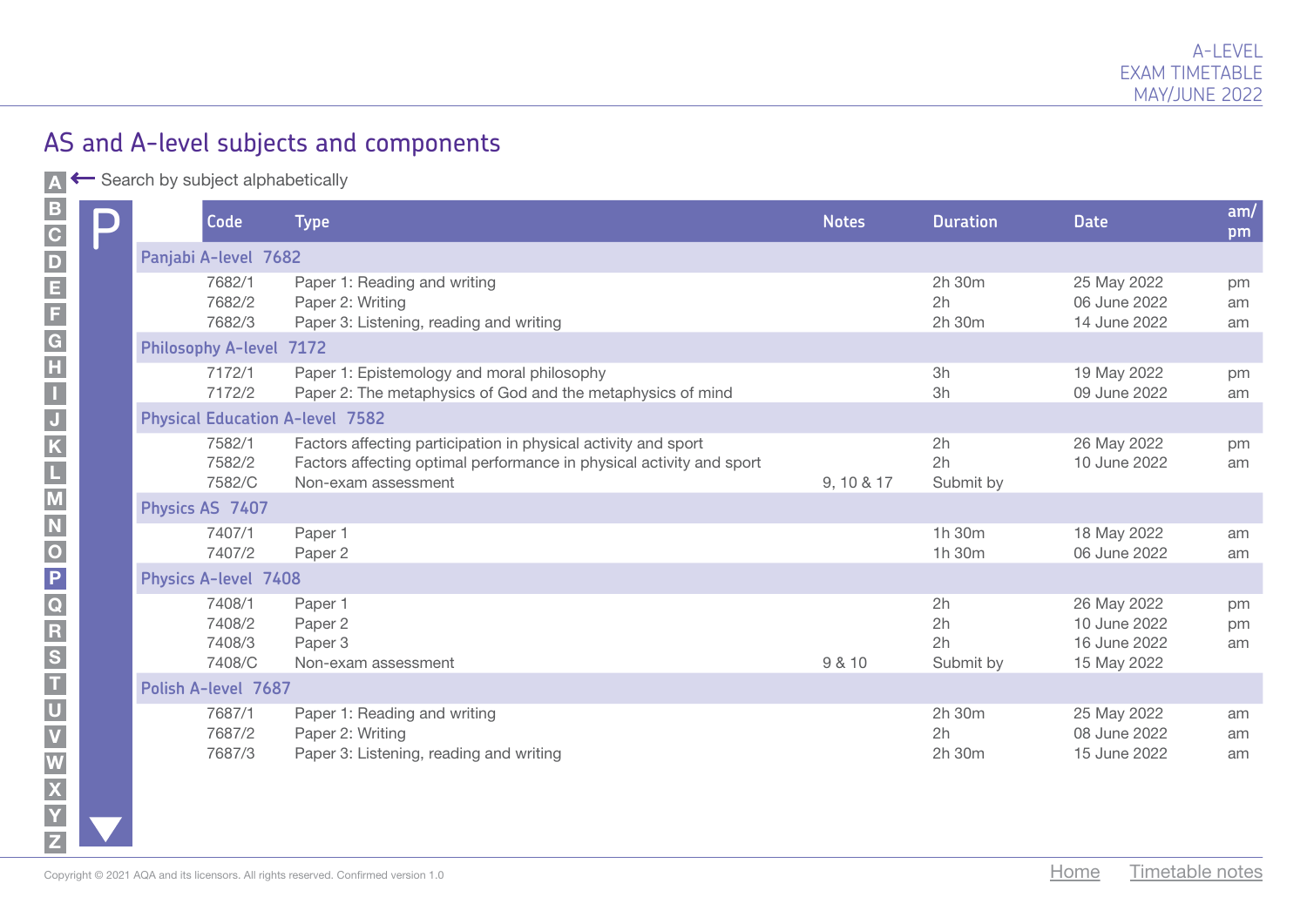## AS and A-level subjects and components

Search by subject alphabetically

# P

| Code | Type | Notes | Duration | Date | am/pm |
|---|---|---|---|---|---|
| **Panjabi A-level 7682** | | | | | |
| 7682/1 | Paper 1: Reading and writing | | 2h 30m | 25 May 2022 | pm |
| 7682/2 | Paper 2: Writing | | 2h | 06 June 2022 | am |
| 7682/3 | Paper 3: Listening, reading and writing | | 2h 30m | 14 June 2022 | am |
| **Philosophy A-level 7172** | | | | | |
| 7172/1 | Paper 1: Epistemology and moral philosophy | | 3h | 19 May 2022 | pm |
| 7172/2 | Paper 2: The metaphysics of God and the metaphysics of mind | | 3h | 09 June 2022 | am |
| **Physical Education A-level 7582** | | | | | |
| 7582/1 | Factors affecting participation in physical activity and sport | | 2h | 26 May 2022 | pm |
| 7582/2 | Factors affecting optimal performance in physical activity and sport | | 2h | 10 June 2022 | am |
| 7582/C | Non-exam assessment | 9, 10 & 17 | Submit by | | |
| **Physics AS 7407** | | | | | |
| 7407/1 | Paper 1 | | 1h 30m | 18 May 2022 | am |
| 7407/2 | Paper 2 | | 1h 30m | 06 June 2022 | am |
| **Physics A-level 7408** | | | | | |
| 7408/1 | Paper 1 | | 2h | 26 May 2022 | pm |
| 7408/2 | Paper 2 | | 2h | 10 June 2022 | pm |
| 7408/3 | Paper 3 | | 2h | 16 June 2022 | am |
| 7408/C | Non-exam assessment | 9 & 10 | Submit by | 15 May 2022 | |
| **Polish A-level 7687** | | | | | |
| 7687/1 | Paper 1: Reading and writing | | 2h 30m | 25 May 2022 | am |
| 7687/2 | Paper 2: Writing | | 2h | 08 June 2022 | am |
| 7687/3 | Paper 3: Listening, reading and writing | | 2h 30m | 15 June 2022 | am |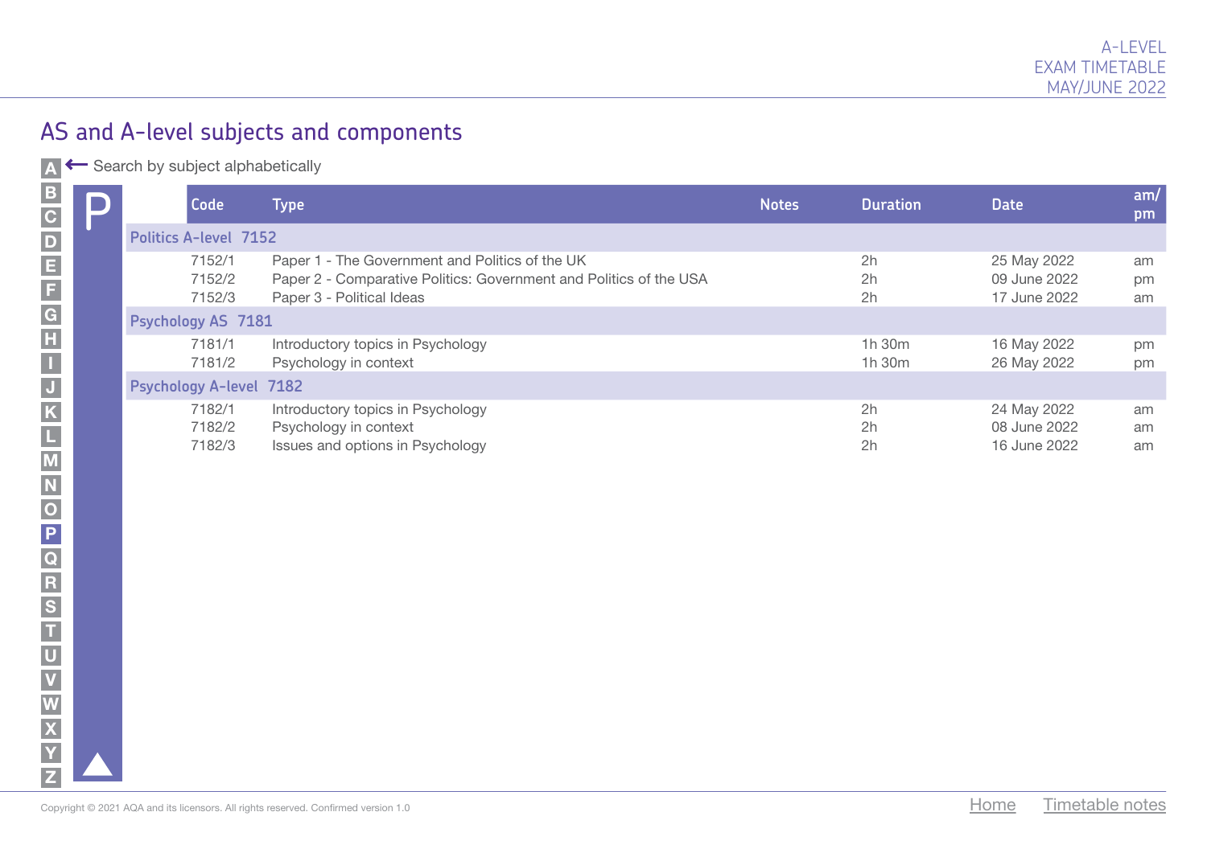## AS and A-level subjects and components

A ← Search by subject alphabetically

B C D E F G H I J K L M N O P Q R S T U V W X Y Z

# P

| Code | Type | Notes | Duration | Date | am/pm |
|---|---|---|---|---|---|
| **Politics A-level 7152** | | | | | |
| 7152/1 | Paper 1 - The Government and Politics of the UK | | 2h | 25 May 2022 | am |
| 7152/2 | Paper 2 - Comparative Politics: Government and Politics of the USA | | 2h | 09 June 2022 | pm |
| 7152/3 | Paper 3 - Political Ideas | | 2h | 17 June 2022 | am |
| **Psychology AS 7181** | | | | | |
| 7181/1 | Introductory topics in Psychology | | 1h 30m | 16 May 2022 | pm |
| 7181/2 | Psychology in context | | 1h 30m | 26 May 2022 | pm |
| **Psychology A-level 7182** | | | | | |
| 7182/1 | Introductory topics in Psychology | | 2h | 24 May 2022 | am |
| 7182/2 | Psychology in context | | 2h | 08 June 2022 | am |
| 7182/3 | Issues and options in Psychology | | 2h | 16 June 2022 | am |

Copyright © 2021 AQA and its licensors. All rights reserved. Confirmed version 1.0

Home Timetable notes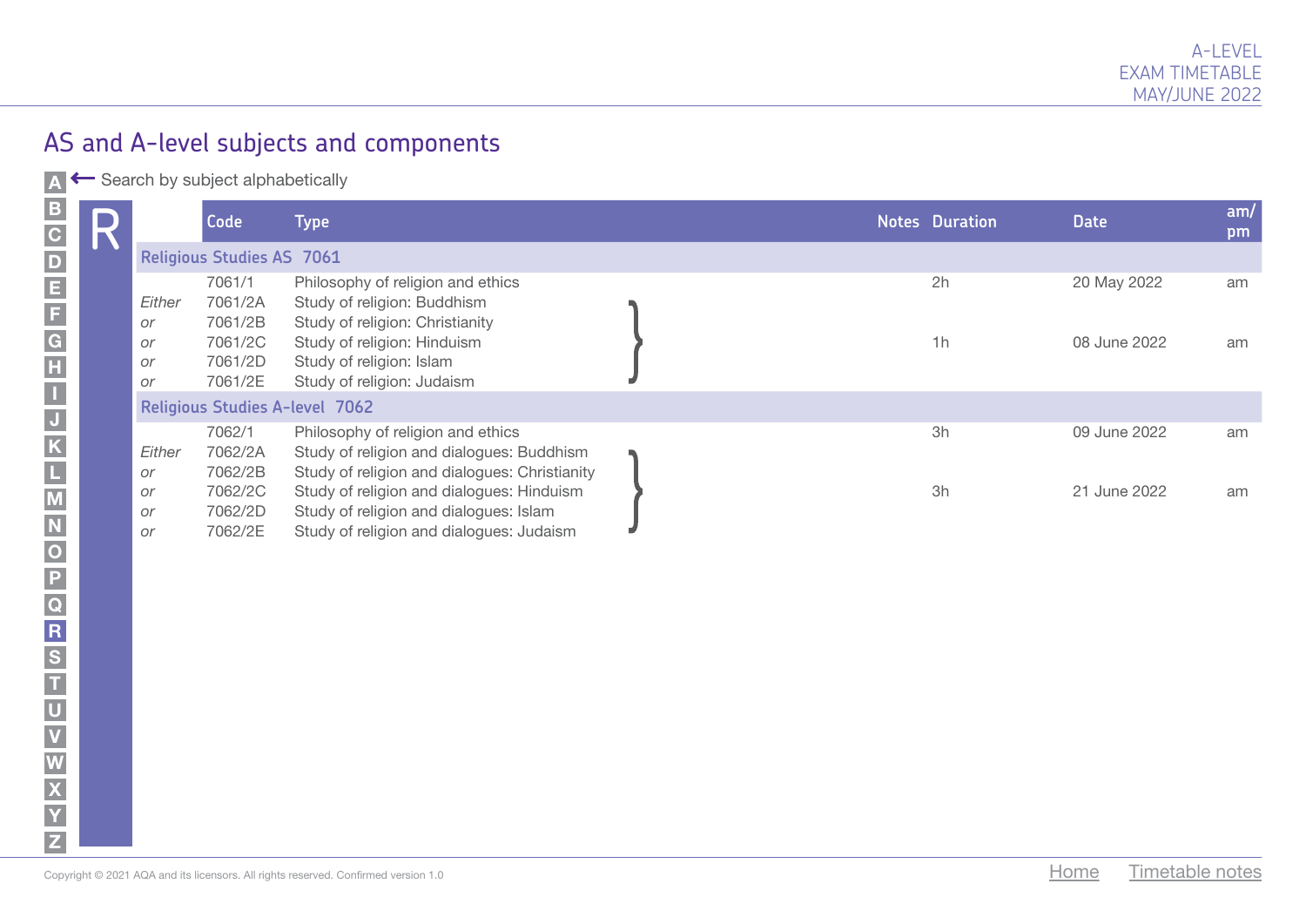## AS and A-level subjects and components

Search by subject alphabetically

### R

| | Code | Type | Notes | Duration | Date | am/pm |
|---|---|---|---|---|---|---|
| **Religious Studies AS 7061** | | | | | | |
| | 7061/1 | Philosophy of religion and ethics | | 2h | 20 May 2022 | am |
| *Either* | 7061/2A | Study of religion: Buddhism | | 1h | 08 June 2022 | am |
| *or* | 7061/2B | Study of religion: Christianity | | | | |
| *or* | 7061/2C | Study of religion: Hinduism | | | | |
| *or* | 7061/2D | Study of religion: Islam | | | | |
| *or* | 7061/2E | Study of religion: Judaism | | | | |
| **Religious Studies A-level 7062** | | | | | | |
| | 7062/1 | Philosophy of religion and ethics | | 3h | 09 June 2022 | am |
| *Either* | 7062/2A | Study of religion and dialogues: Buddhism | | 3h | 21 June 2022 | am |
| *or* | 7062/2B | Study of religion and dialogues: Christianity | | | | |
| *or* | 7062/2C | Study of religion and dialogues: Hinduism | | | | |
| *or* | 7062/2D | Study of religion and dialogues: Islam | | | | |
| *or* | 7062/2E | Study of religion and dialogues: Judaism | | | | |

Copyright © 2021 AQA and its licensors. All rights reserved. Confirmed version 1.0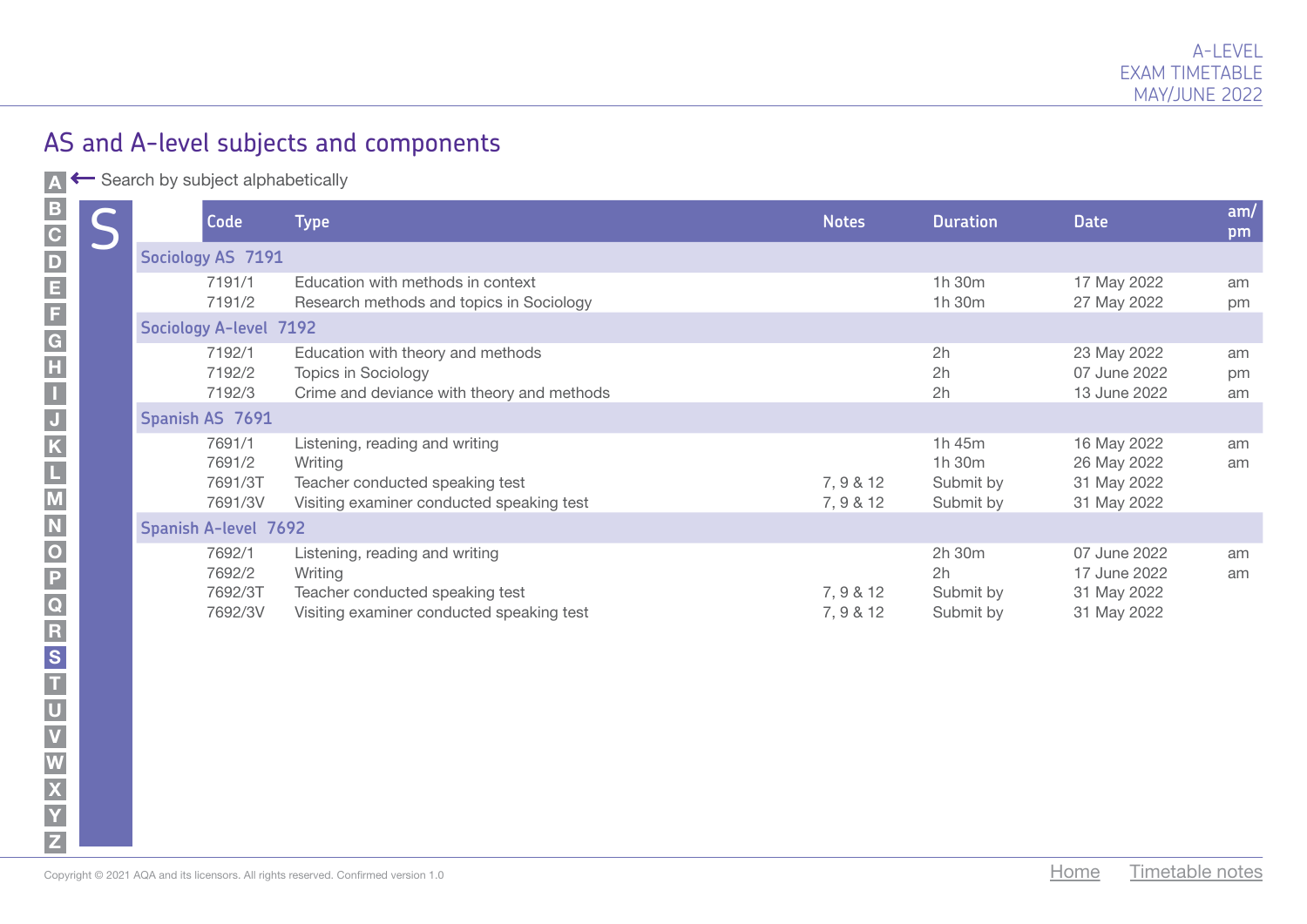## AS and A-level subjects and components

Search by subject alphabetically

# S

| Code | Type | Notes | Duration | Date | am/pm |
|---|---|---|---|---|---|
| **Sociology AS 7191** | | | | | |
| 7191/1 | Education with methods in context | | 1h 30m | 17 May 2022 | am |
| 7191/2 | Research methods and topics in Sociology | | 1h 30m | 27 May 2022 | pm |
| **Sociology A-level 7192** | | | | | |
| 7192/1 | Education with theory and methods | | 2h | 23 May 2022 | am |
| 7192/2 | Topics in Sociology | | 2h | 07 June 2022 | pm |
| 7192/3 | Crime and deviance with theory and methods | | 2h | 13 June 2022 | am |
| **Spanish AS 7691** | | | | | |
| 7691/1 | Listening, reading and writing | | 1h 45m | 16 May 2022 | am |
| 7691/2 | Writing | | 1h 30m | 26 May 2022 | am |
| 7691/3T | Teacher conducted speaking test | 7, 9 & 12 | Submit by | 31 May 2022 | |
| 7691/3V | Visiting examiner conducted speaking test | 7, 9 & 12 | Submit by | 31 May 2022 | |
| **Spanish A-level 7692** | | | | | |
| 7692/1 | Listening, reading and writing | | 2h 30m | 07 June 2022 | am |
| 7692/2 | Writing | | 2h | 17 June 2022 | am |
| 7692/3T | Teacher conducted speaking test | 7, 9 & 12 | Submit by | 31 May 2022 | |
| 7692/3V | Visiting examiner conducted speaking test | 7, 9 & 12 | Submit by | 31 May 2022 | |

Copyright © 2021 AQA and its licensors. All rights reserved. Confirmed version 1.0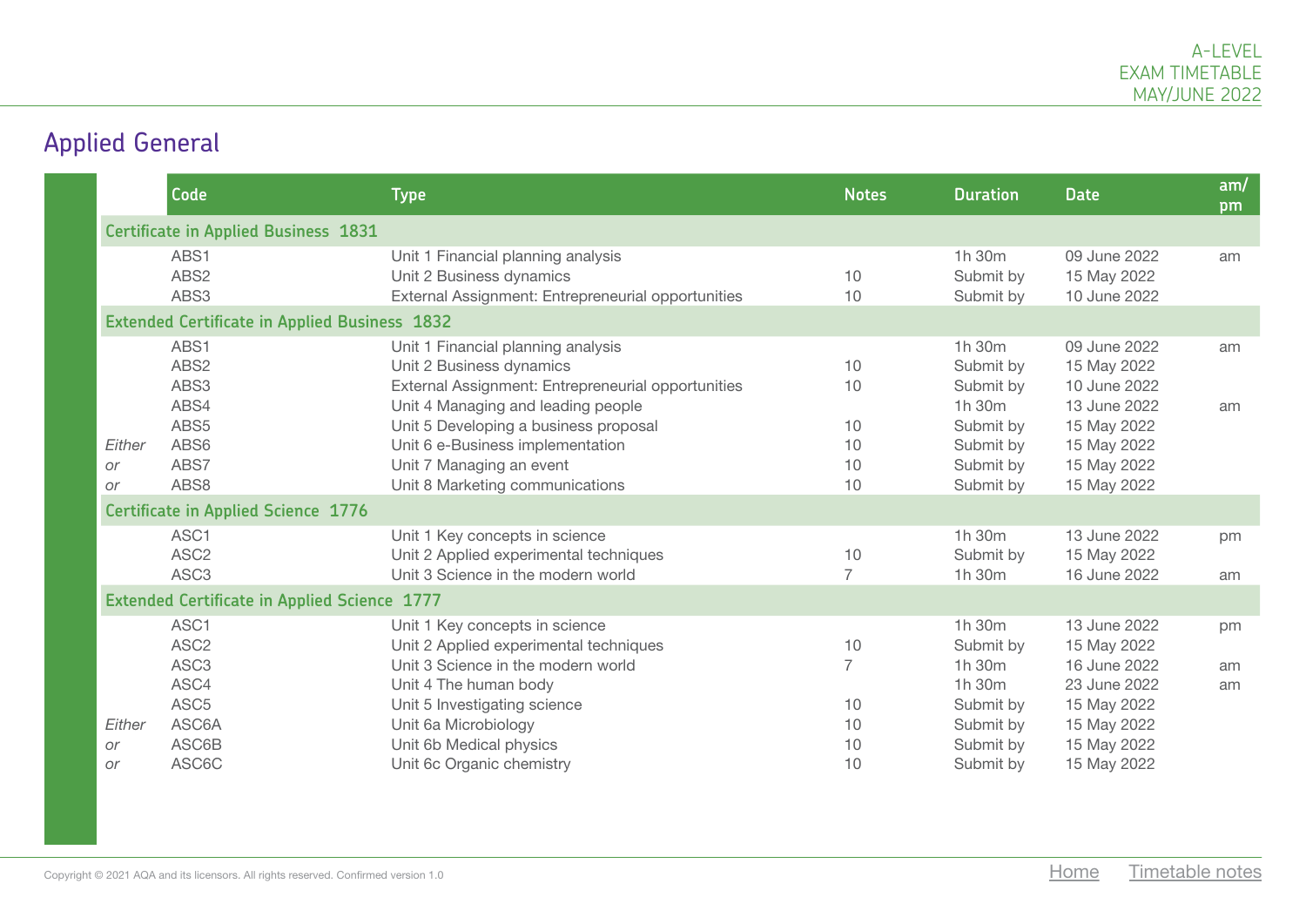# Applied General

| | Code | Type | Notes | Duration | Date | am/pm |
|---|---|---|---|---|---|---|
| **Certificate in Applied Business 1831** | | | | | | |
| | ABS1 | Unit 1 Financial planning analysis | | 1h 30m | 09 June 2022 | am |
| | ABS2 | Unit 2 Business dynamics | 10 | Submit by | 15 May 2022 | |
| | ABS3 | External Assignment: Entrepreneurial opportunities | 10 | Submit by | 10 June 2022 | |
| **Extended Certificate in Applied Business 1832** | | | | | | |
| | ABS1 | Unit 1 Financial planning analysis | | 1h 30m | 09 June 2022 | am |
| | ABS2 | Unit 2 Business dynamics | 10 | Submit by | 15 May 2022 | |
| | ABS3 | External Assignment: Entrepreneurial opportunities | 10 | Submit by | 10 June 2022 | |
| | ABS4 | Unit 4 Managing and leading people | | 1h 30m | 13 June 2022 | am |
| | ABS5 | Unit 5 Developing a business proposal | 10 | Submit by | 15 May 2022 | |
| *Either* | ABS6 | Unit 6 e-Business implementation | 10 | Submit by | 15 May 2022 | |
| *or* | ABS7 | Unit 7 Managing an event | 10 | Submit by | 15 May 2022 | |
| *or* | ABS8 | Unit 8 Marketing communications | 10 | Submit by | 15 May 2022 | |
| **Certificate in Applied Science 1776** | | | | | | |
| | ASC1 | Unit 1 Key concepts in science | | 1h 30m | 13 June 2022 | pm |
| | ASC2 | Unit 2 Applied experimental techniques | 10 | Submit by | 15 May 2022 | |
| | ASC3 | Unit 3 Science in the modern world | 7 | 1h 30m | 16 June 2022 | am |
| **Extended Certificate in Applied Science 1777** | | | | | | |
| | ASC1 | Unit 1 Key concepts in science | | 1h 30m | 13 June 2022 | pm |
| | ASC2 | Unit 2 Applied experimental techniques | 10 | Submit by | 15 May 2022 | |
| | ASC3 | Unit 3 Science in the modern world | 7 | 1h 30m | 16 June 2022 | am |
| | ASC4 | Unit 4 The human body | | 1h 30m | 23 June 2022 | am |
| | ASC5 | Unit 5 Investigating science | 10 | Submit by | 15 May 2022 | |
| *Either* | ASC6A | Unit 6a Microbiology | 10 | Submit by | 15 May 2022 | |
| *or* | ASC6B | Unit 6b Medical physics | 10 | Submit by | 15 May 2022 | |
| *or* | ASC6C | Unit 6c Organic chemistry | 10 | Submit by | 15 May 2022 | |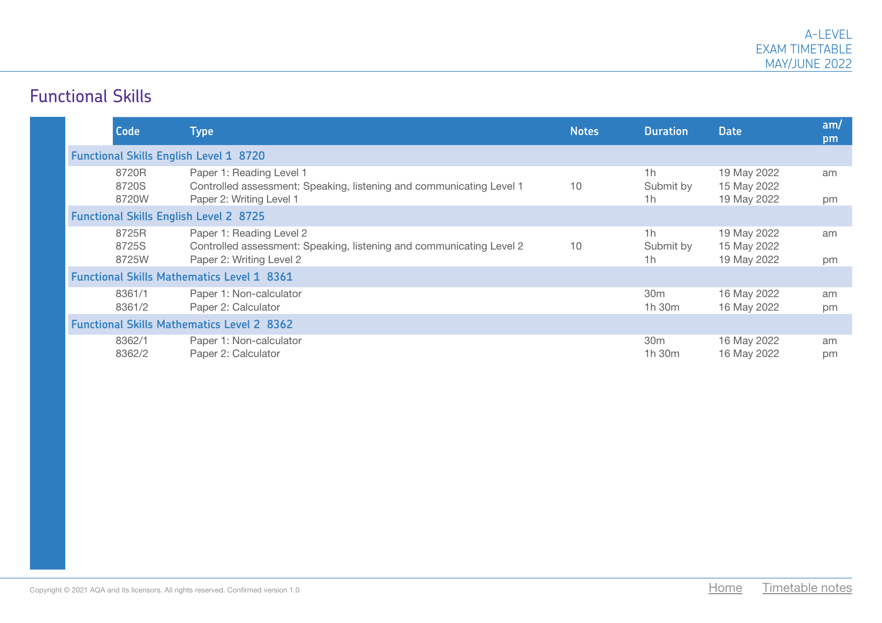## Functional Skills

| Code | Type | Notes | Duration | Date | am/pm |
|---|---|---|---|---|---|
| **Functional Skills English Level 1 8720** | | | | | |
| 8720R | Paper 1: Reading Level 1 | | 1h | 19 May 2022 | am |
| 8720S | Controlled assessment: Speaking, listening and communicating Level 1 | 10 | Submit by | 15 May 2022 | |
| 8720W | Paper 2: Writing Level 1 | | 1h | 19 May 2022 | pm |
| **Functional Skills English Level 2 8725** | | | | | |
| 8725R | Paper 1: Reading Level 2 | | 1h | 19 May 2022 | am |
| 8725S | Controlled assessment: Speaking, listening and communicating Level 2 | 10 | Submit by | 15 May 2022 | |
| 8725W | Paper 2: Writing Level 2 | | 1h | 19 May 2022 | pm |
| **Functional Skills Mathematics Level 1 8361** | | | | | |
| 8361/1 | Paper 1: Non-calculator | | 30m | 16 May 2022 | am |
| 8361/2 | Paper 2: Calculator | | 1h 30m | 16 May 2022 | pm |
| **Functional Skills Mathematics Level 2 8362** | | | | | |
| 8362/1 | Paper 1: Non-calculator | | 30m | 16 May 2022 | am |
| 8362/2 | Paper 2: Calculator | | 1h 30m | 16 May 2022 | pm |

Copyright © 2021 AQA and its licensors. All rights reserved. Confirmed version 1.0

Home Timetable notes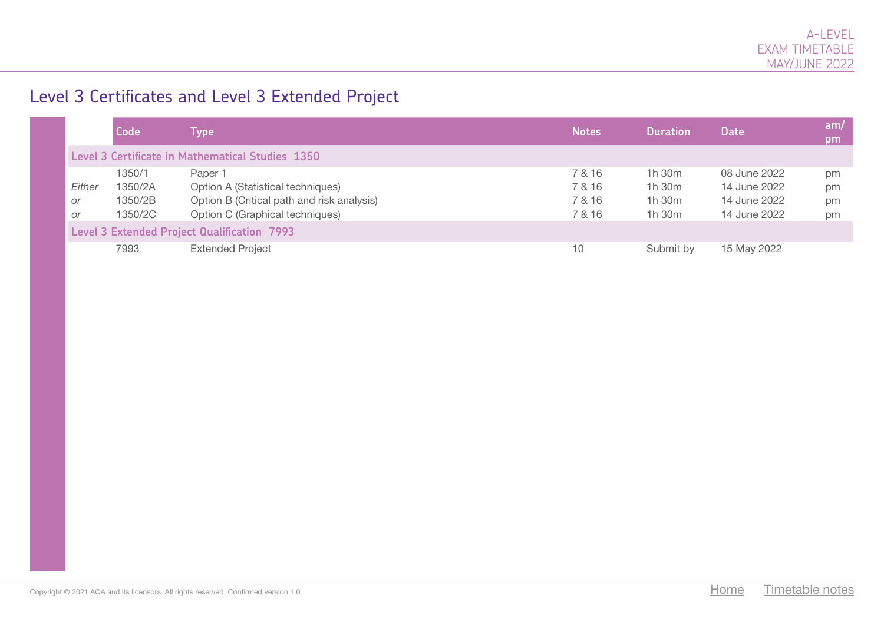# Level 3 Certificates and Level 3 Extended Project

| | Code | Type | Notes | Duration | Date | am/pm |
|---|---|---|---|---|---|---|
| **Level 3 Certificate in Mathematical Studies 1350** | | | | | | |
| | 1350/1 | Paper 1 | 7 & 16 | 1h 30m | 08 June 2022 | pm |
| *Either* | 1350/2A | Option A (Statistical techniques) | 7 & 16 | 1h 30m | 14 June 2022 | pm |
| *or* | 1350/2B | Option B (Critical path and risk analysis) | 7 & 16 | 1h 30m | 14 June 2022 | pm |
| *or* | 1350/2C | Option C (Graphical techniques) | 7 & 16 | 1h 30m | 14 June 2022 | pm |
| **Level 3 Extended Project Qualification 7993** | | | | | | |
| | 7993 | Extended Project | 10 | Submit by | 15 May 2022 | |

Copyright © 2021 AQA and its licensors. All rights reserved. Confirmed version 1.0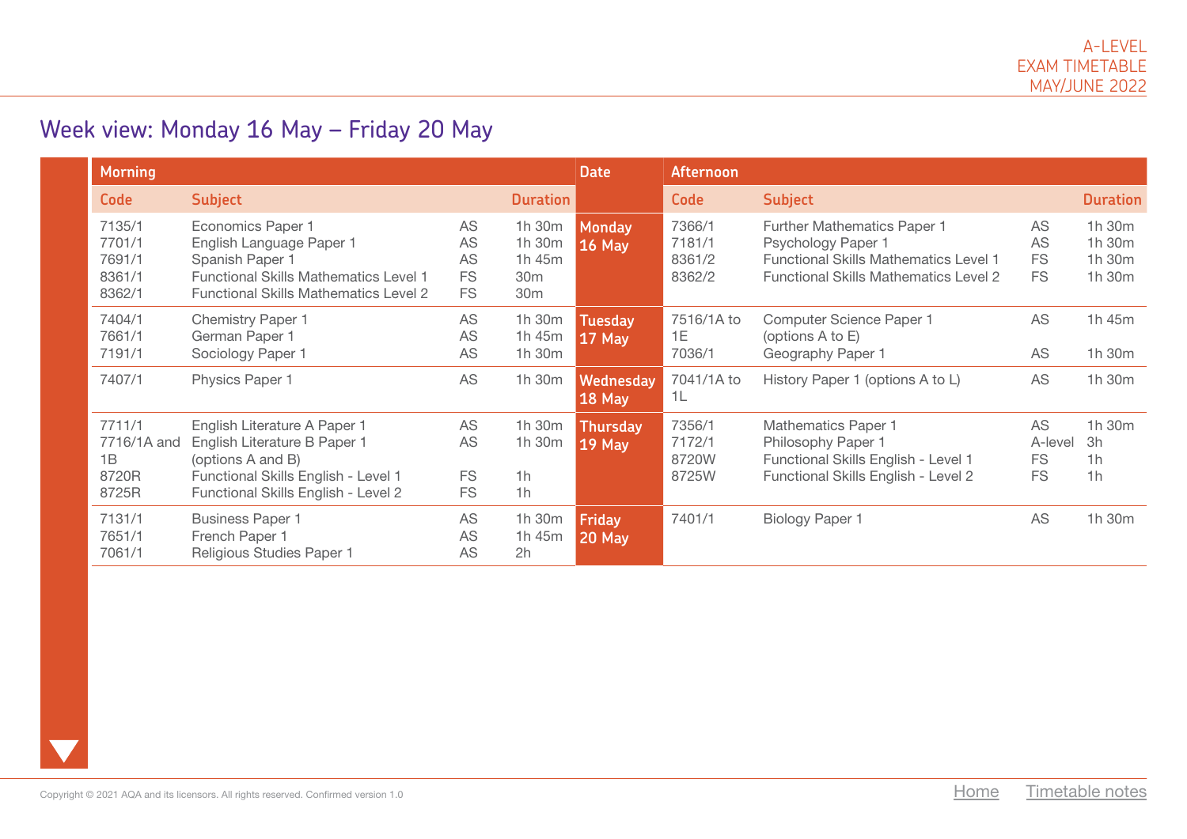## Week view: Monday 16 May – Friday 20 May

| Morning | | | | Date | Afternoon | | | |
|---|---|---|---|---|---|---|---|---|
| Code | Subject | | Duration | | Code | Subject | | Duration |
| 7135/1<br>7701/1<br>7691/1<br>8361/1<br>8362/1 | Economics Paper 1<br>English Language Paper 1<br>Spanish Paper 1<br>Functional Skills Mathematics Level 1<br>Functional Skills Mathematics Level 2 | AS<br>AS<br>AS<br>FS<br>FS | 1h 30m<br>1h 30m<br>1h 45m<br>30m<br>30m | **Monday 16 May** | 7366/1<br>7181/1<br>8361/2<br>8362/2 | Further Mathematics Paper 1<br>Psychology Paper 1<br>Functional Skills Mathematics Level 1<br>Functional Skills Mathematics Level 2 | AS<br>AS<br>FS<br>FS | 1h 30m<br>1h 30m<br>1h 30m<br>1h 30m |
| 7404/1<br>7661/1<br>7191/1 | Chemistry Paper 1<br>German Paper 1<br>Sociology Paper 1 | AS<br>AS<br>AS | 1h 30m<br>1h 45m<br>1h 30m | **Tuesday 17 May** | 7516/1A to 1E<br>7036/1 | Computer Science Paper 1 (options A to E)<br>Geography Paper 1 | AS<br>AS | 1h 45m<br>1h 30m |
| 7407/1 | Physics Paper 1 | AS | 1h 30m | **Wednesday 18 May** | 7041/1A to 1L | History Paper 1 (options A to L) | AS | 1h 30m |
| 7711/1<br>7716/1A and 1B<br>8720R<br>8725R | English Literature A Paper 1<br>English Literature B Paper 1 (options A and B)<br>Functional Skills English - Level 1<br>Functional Skills English - Level 2 | AS<br>AS<br>FS<br>FS | 1h 30m<br>1h 30m<br>1h<br>1h | **Thursday 19 May** | 7356/1<br>7172/1<br>8720W<br>8725W | Mathematics Paper 1<br>Philosophy Paper 1<br>Functional Skills English - Level 1<br>Functional Skills English - Level 2 | AS<br>A-level<br>FS<br>FS | 1h 30m<br>3h<br>1h<br>1h |
| 7131/1<br>7651/1<br>7061/1 | Business Paper 1<br>French Paper 1<br>Religious Studies Paper 1 | AS<br>AS<br>AS | 1h 30m<br>1h 45m<br>2h | **Friday 20 May** | 7401/1 | Biology Paper 1 | AS | 1h 30m |

Copyright © 2021 AQA and its licensors. All rights reserved. Confirmed version 1.0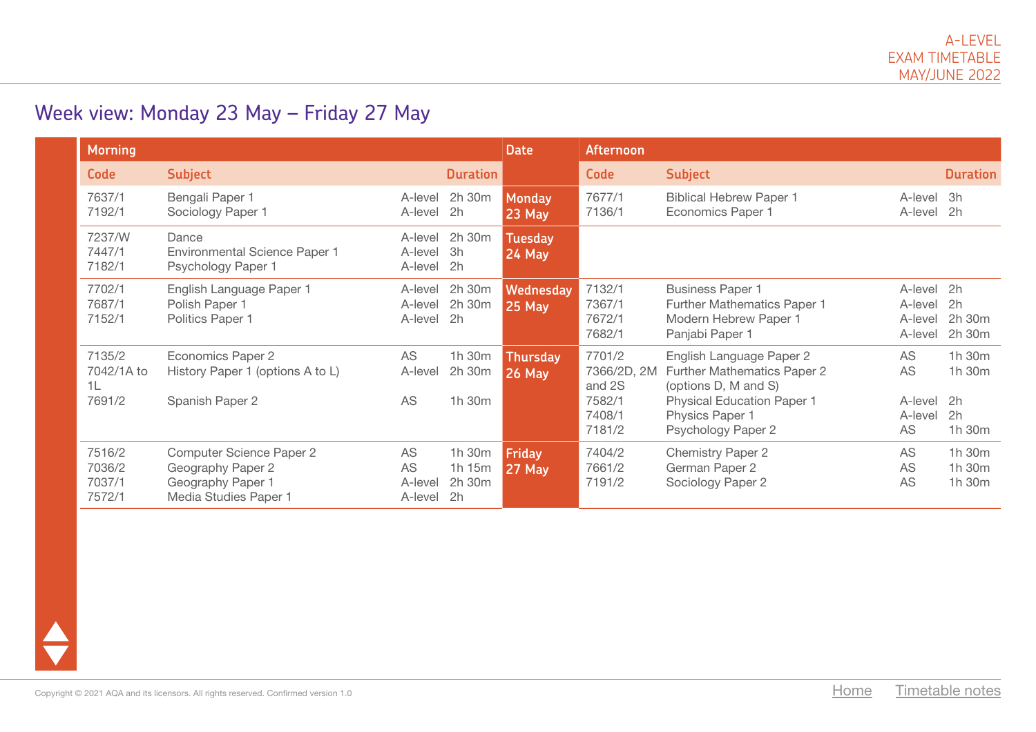A-LEVEL
EXAM TIMETABLE
MAY/JUNE 2022

## Week view: Monday 23 May – Friday 27 May

| Morning | | | | Date | Afternoon | | | |
|---|---|---|---|---|---|---|---|---|
| **Code** | **Subject** | | **Duration** | | **Code** | **Subject** | | **Duration** |
| 7637/1<br>7192/1 | Bengali Paper 1<br>Sociology Paper 1 | A-level<br>A-level | 2h 30m<br>2h | **Monday 23 May** | 7677/1<br>7136/1 | Biblical Hebrew Paper 1<br>Economics Paper 1 | A-level<br>A-level | 3h<br>2h |
| 7237/W<br>7447/1<br>7182/1 | Dance<br>Environmental Science Paper 1<br>Psychology Paper 1 | A-level<br>A-level<br>A-level | 2h 30m<br>3h<br>2h | **Tuesday 24 May** | | | | |
| 7702/1<br>7687/1<br>7152/1 | English Language Paper 1<br>Polish Paper 1<br>Politics Paper 1 | A-level<br>A-level<br>A-level | 2h 30m<br>2h 30m<br>2h | **Wednesday 25 May** | 7132/1<br>7367/1<br>7672/1<br>7682/1 | Business Paper 1<br>Further Mathematics Paper 1<br>Modern Hebrew Paper 1<br>Panjabi Paper 1 | A-level<br>A-level<br>A-level<br>A-level | 2h<br>2h<br>2h 30m<br>2h 30m |
| 7135/2<br>7042/1A to 1L<br>7691/2 | Economics Paper 2<br>History Paper 1 (options A to L)<br>Spanish Paper 2 | AS<br>A-level<br>AS | 1h 30m<br>2h 30m<br>1h 30m | **Thursday 26 May** | 7701/2<br>7366/2D, 2M and 2S<br>7582/1<br>7408/1<br>7181/2 | English Language Paper 2<br>Further Mathematics Paper 2 (options D, M and S)<br>Physical Education Paper 1<br>Physics Paper 1<br>Psychology Paper 2 | AS<br>AS<br>A-level<br>A-level<br>AS | 1h 30m<br>1h 30m<br>2h<br>2h<br>1h 30m |
| 7516/2<br>7036/2<br>7037/1<br>7572/1 | Computer Science Paper 2<br>Geography Paper 2<br>Geography Paper 1<br>Media Studies Paper 1 | AS<br>AS<br>A-level<br>A-level | 1h 30m<br>1h 15m<br>2h 30m<br>2h | **Friday 27 May** | 7404/2<br>7661/2<br>7191/2 | Chemistry Paper 2<br>German Paper 2<br>Sociology Paper 2 | AS<br>AS<br>AS | 1h 30m<br>1h 30m<br>1h 30m |

Copyright © 2021 AQA and its licensors. All rights reserved. Confirmed version 1.0

Home Timetable notes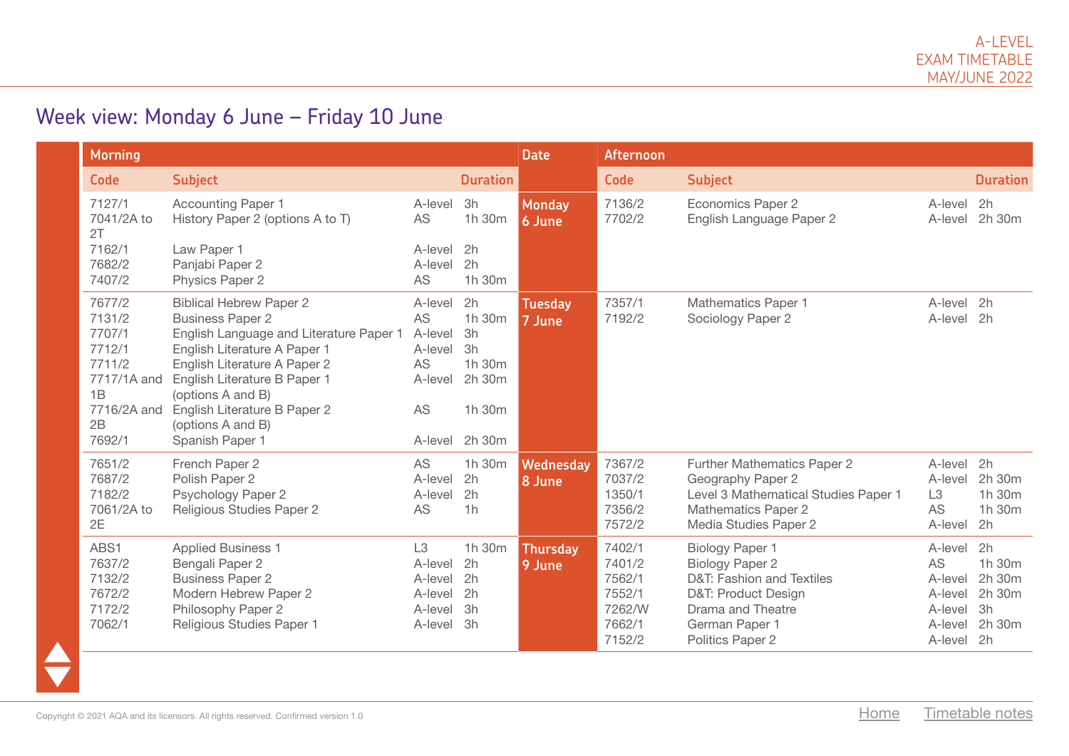A-LEVEL
EXAM TIMETABLE
MAY/JUNE 2022

# Week view: Monday 6 June – Friday 10 June

| Morning | | | | Date | Afternoon | | | |
|---|---|---|---|---|---|---|---|---|
| **Code** | **Subject** | | **Duration** | | **Code** | **Subject** | | **Duration** |
| 7127/1 | Accounting Paper 1 | A-level | 3h | **Monday 6 June** | 7136/2 | Economics Paper 2 | A-level | 2h |
| 7041/2A to 2T | History Paper 2 (options A to T) | AS | 1h 30m | | 7702/2 | English Language Paper 2 | A-level | 2h 30m |
| 7162/1 | Law Paper 1 | A-level | 2h | | | | | |
| 7682/2 | Panjabi Paper 2 | A-level | 2h | | | | | |
| 7407/2 | Physics Paper 2 | AS | 1h 30m | | | | | |
| 7677/2 | Biblical Hebrew Paper 2 | A-level | 2h | **Tuesday 7 June** | 7357/1 | Mathematics Paper 1 | A-level | 2h |
| 7131/2 | Business Paper 2 | AS | 1h 30m | | 7192/2 | Sociology Paper 2 | A-level | 2h |
| 7707/1 | English Language and Literature Paper 1 | A-level | 3h | | | | | |
| 7712/1 | English Literature A Paper 1 | A-level | 3h | | | | | |
| 7711/2 | English Literature A Paper 2 | AS | 1h 30m | | | | | |
| 7717/1A and 1B | English Literature B Paper 1 (options A and B) | A-level | 2h 30m | | | | | |
| 7716/2A and 2B | English Literature B Paper 2 (options A and B) | AS | 1h 30m | | | | | |
| 7692/1 | Spanish Paper 1 | A-level | 2h 30m | | | | | |
| 7651/2 | French Paper 2 | AS | 1h 30m | **Wednesday 8 June** | 7367/2 | Further Mathematics Paper 2 | A-level | 2h |
| 7687/2 | Polish Paper 2 | A-level | 2h | | 7037/2 | Geography Paper 2 | A-level | 2h 30m |
| 7182/2 | Psychology Paper 2 | A-level | 2h | | 1350/1 | Level 3 Mathematical Studies Paper 1 | L3 | 1h 30m |
| 7061/2A to 2E | Religious Studies Paper 2 | AS | 1h | | 7356/2 | Mathematics Paper 2 | AS | 1h 30m |
| | | | | | 7572/2 | Media Studies Paper 2 | A-level | 2h |
| ABS1 | Applied Business 1 | L3 | 1h 30m | **Thursday 9 June** | 7402/1 | Biology Paper 1 | A-level | 2h |
| 7637/2 | Bengali Paper 2 | A-level | 2h | | 7401/2 | Biology Paper 2 | AS | 1h 30m |
| 7132/2 | Business Paper 2 | A-level | 2h | | 7562/1 | D&T: Fashion and Textiles | A-level | 2h 30m |
| 7672/2 | Modern Hebrew Paper 2 | A-level | 2h | | 7552/1 | D&T: Product Design | A-level | 2h 30m |
| 7172/2 | Philosophy Paper 2 | A-level | 3h | | 7262/W | Drama and Theatre | A-level | 3h |
| 7062/1 | Religious Studies Paper 1 | A-level | 3h | | 7662/1 | German Paper 1 | A-level | 2h 30m |
| | | | | | 7152/2 | Politics Paper 2 | A-level | 2h |

Copyright © 2021 AQA and its licensors. All rights reserved. Confirmed version 1.0

Home   Timetable notes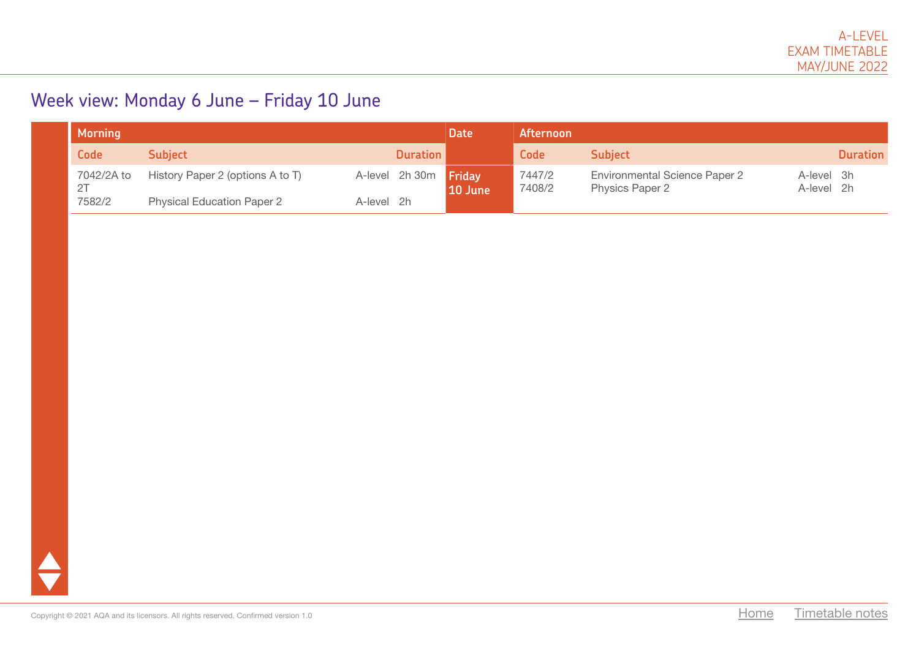## Week view: Monday 6 June – Friday 10 June

| Morning | | | | Date | Afternoon | | | |
|---|---|---|---|---|---|---|---|---|
| Code | Subject | | Duration | | Code | Subject | | Duration |
| 7042/2A to 2T | History Paper 2 (options A to T) | A-level | 2h 30m | Friday 10 June | 7447/2 | Environmental Science Paper 2 | A-level | 3h |
| 7582/2 | Physical Education Paper 2 | A-level | 2h | | 7408/2 | Physics Paper 2 | A-level | 2h |

Copyright © 2021 AQA and its licensors. All rights reserved. Confirmed version 1.0

Home Timetable notes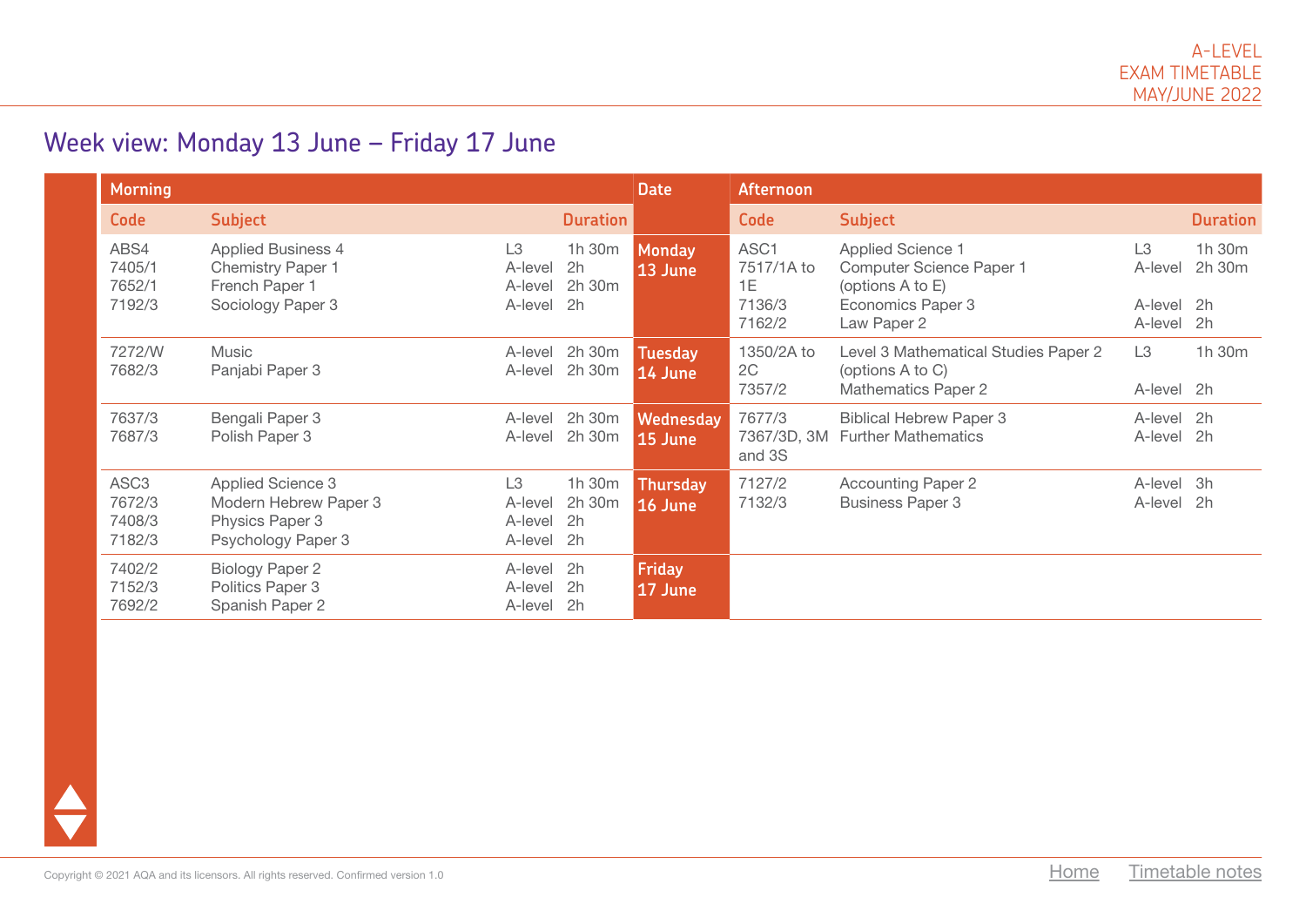A-LEVEL
EXAM TIMETABLE
MAY/JUNE 2022

## Week view: Monday 13 June – Friday 17 June

| Morning | | | | Date | Afternoon | | | |
|---|---|---|---|---|---|---|---|---|
| **Code** | **Subject** | | **Duration** | | **Code** | **Subject** | | **Duration** |
| ABS4<br>7405/1<br>7652/1<br>7192/3 | Applied Business 4<br>Chemistry Paper 1<br>French Paper 1<br>Sociology Paper 3 | L3<br>A-level<br>A-level<br>A-level | 1h 30m<br>2h<br>2h 30m<br>2h | **Monday 13 June** | ASC1<br>7517/1A to 1E<br>7136/3<br>7162/2 | Applied Science 1<br>Computer Science Paper 1 (options A to E)<br>Economics Paper 3<br>Law Paper 2 | L3<br>A-level<br>A-level<br>A-level | 1h 30m<br>2h 30m<br>2h<br>2h |
| 7272/W<br>7682/3 | Music<br>Panjabi Paper 3 | A-level<br>A-level | 2h 30m<br>2h 30m | **Tuesday 14 June** | 1350/2A to 2C<br>7357/2 | Level 3 Mathematical Studies Paper 2 (options A to C)<br>Mathematics Paper 2 | L3<br>A-level | 1h 30m<br>2h |
| 7637/3<br>7687/3 | Bengali Paper 3<br>Polish Paper 3 | A-level<br>A-level | 2h 30m<br>2h 30m | **Wednesday 15 June** | 7677/3<br>7367/3D, 3M and 3S | Biblical Hebrew Paper 3<br>Further Mathematics | A-level<br>A-level | 2h<br>2h |
| ASC3<br>7672/3<br>7408/3<br>7182/3 | Applied Science 3<br>Modern Hebrew Paper 3<br>Physics Paper 3<br>Psychology Paper 3 | L3<br>A-level<br>A-level<br>A-level | 1h 30m<br>2h 30m<br>2h<br>2h | **Thursday 16 June** | 7127/2<br>7132/3 | Accounting Paper 2<br>Business Paper 3 | A-level<br>A-level | 3h<br>2h |
| 7402/2<br>7152/3<br>7692/2 | Biology Paper 2<br>Politics Paper 3<br>Spanish Paper 2 | A-level<br>A-level<br>A-level | 2h<br>2h<br>2h | **Friday 17 June** | | | | |

Copyright © 2021 AQA and its licensors. All rights reserved. Confirmed version 1.0

Home    Timetable notes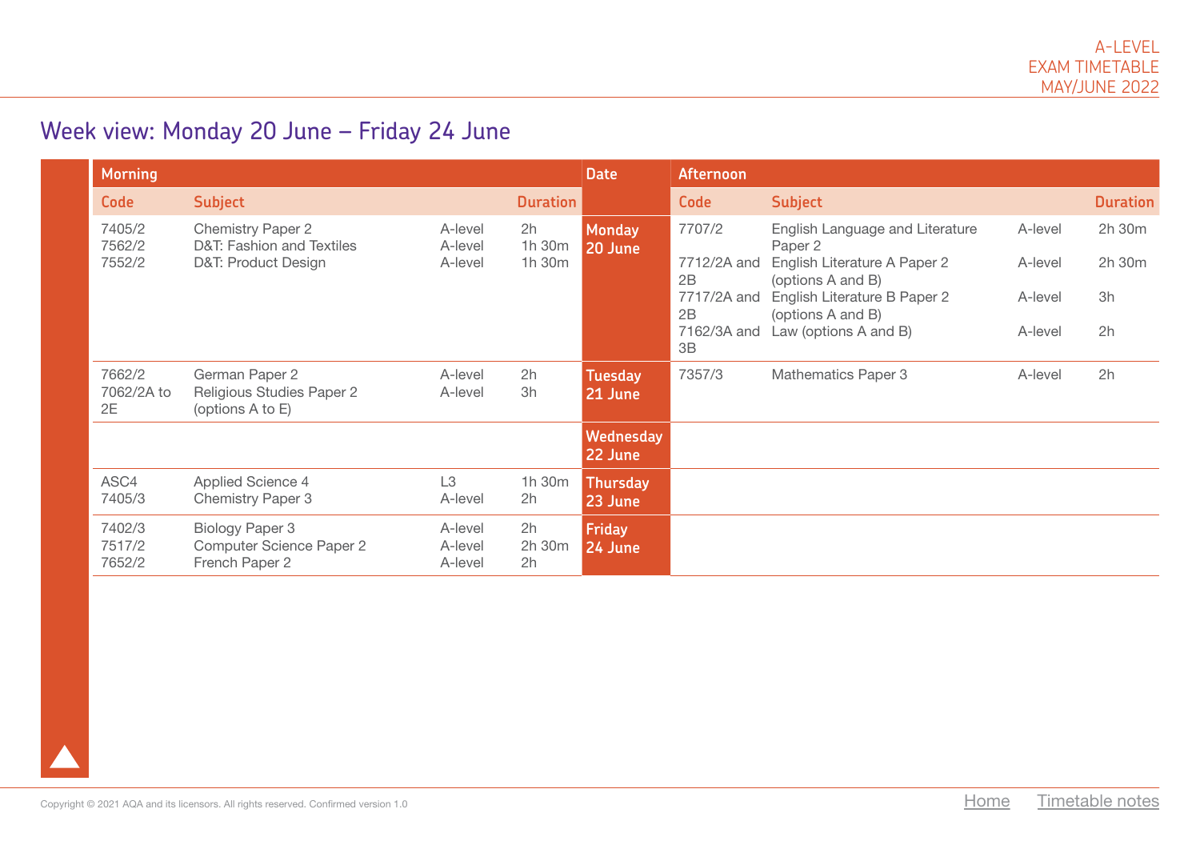A-LEVEL
EXAM TIMETABLE
MAY/JUNE 2022

# Week view: Monday 20 June – Friday 24 June

| Morning | | | | Date | Afternoon | | | |
|---|---|---|---|---|---|---|---|---|
| **Code** | **Subject** | | **Duration** | | **Code** | **Subject** | | **Duration** |
| 7405/2<br>7562/2<br>7552/2 | Chemistry Paper 2<br>D&T: Fashion and Textiles<br>D&T: Product Design | A-level<br>A-level<br>A-level | 2h<br>1h 30m<br>1h 30m | **Monday 20 June** | 7707/2<br>7712/2A and 2B<br>7717/2A and 2B<br>7162/3A and 3B | English Language and Literature Paper 2<br>English Literature A Paper 2 (options A and B)<br>English Literature B Paper 2 (options A and B)<br>Law (options A and B) | A-level<br>A-level<br>A-level<br>A-level | 2h 30m<br>2h 30m<br>3h<br>2h |
| 7662/2<br>7062/2A to 2E | German Paper 2<br>Religious Studies Paper 2 (options A to E) | A-level<br>A-level | 2h<br>3h | **Tuesday 21 June** | 7357/3 | Mathematics Paper 3 | A-level | 2h |
| | | | | **Wednesday 22 June** | | | | |
| ASC4<br>7405/3 | Applied Science 4<br>Chemistry Paper 3 | L3<br>A-level | 1h 30m<br>2h | **Thursday 23 June** | | | | |
| 7402/3<br>7517/2<br>7652/2 | Biology Paper 3<br>Computer Science Paper 2<br>French Paper 2 | A-level<br>A-level<br>A-level | 2h<br>2h 30m<br>2h | **Friday 24 June** | | | | |

Copyright © 2021 AQA and its licensors. All rights reserved. Confirmed version 1.0

Home Timetable notes